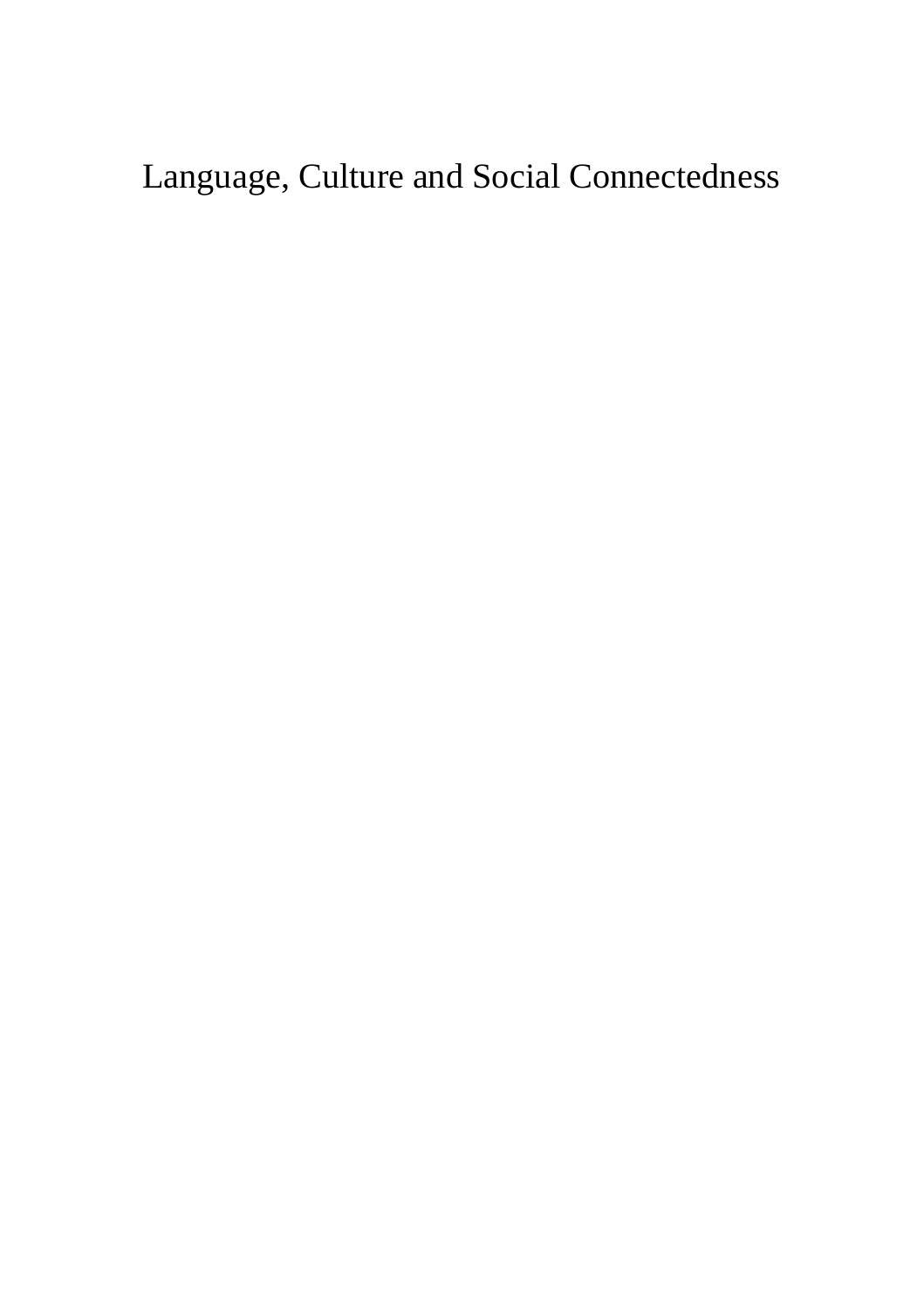# Language, Culture and Social Connectedness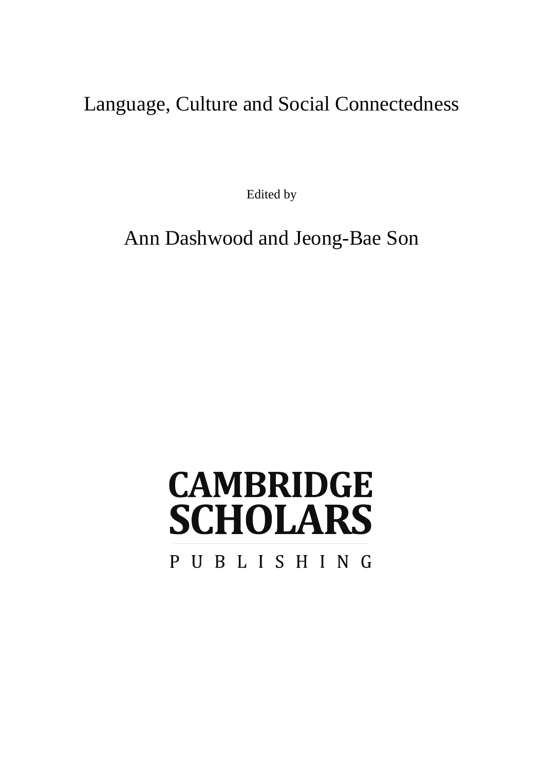# Language, Culture and Social Connectedness

Edited by

## Ann Dashwood and Jeong-Bae Son

**CAMBRIDGE SCHOLARS**

PUBLISHING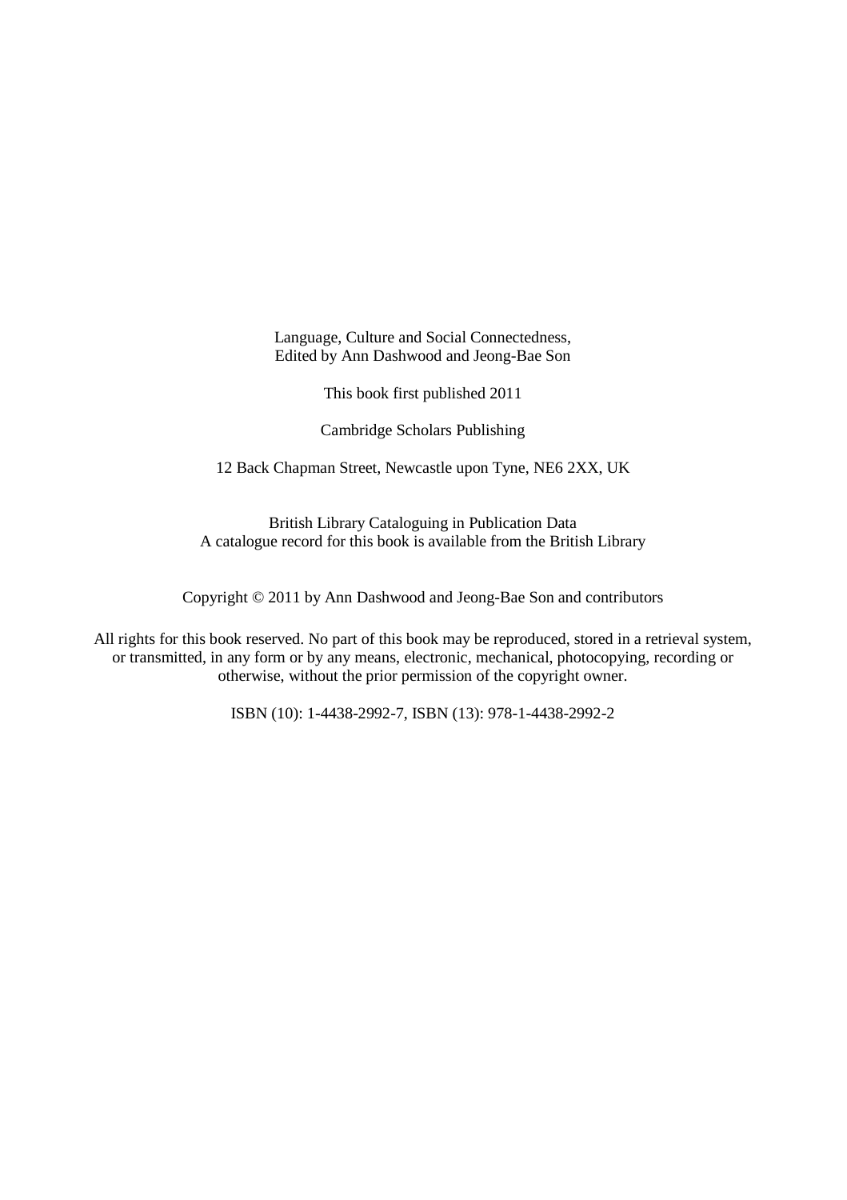Language, Culture and Social Connectedness,
Edited by Ann Dashwood and Jeong-Bae Son

This book first published 2011

Cambridge Scholars Publishing

12 Back Chapman Street, Newcastle upon Tyne, NE6 2XX, UK

British Library Cataloguing in Publication Data
A catalogue record for this book is available from the British Library

Copyright © 2011 by Ann Dashwood and Jeong-Bae Son and contributors

All rights for this book reserved. No part of this book may be reproduced, stored in a retrieval system, or transmitted, in any form or by any means, electronic, mechanical, photocopying, recording or otherwise, without the prior permission of the copyright owner.

ISBN (10): 1-4438-2992-7, ISBN (13): 978-1-4438-2992-2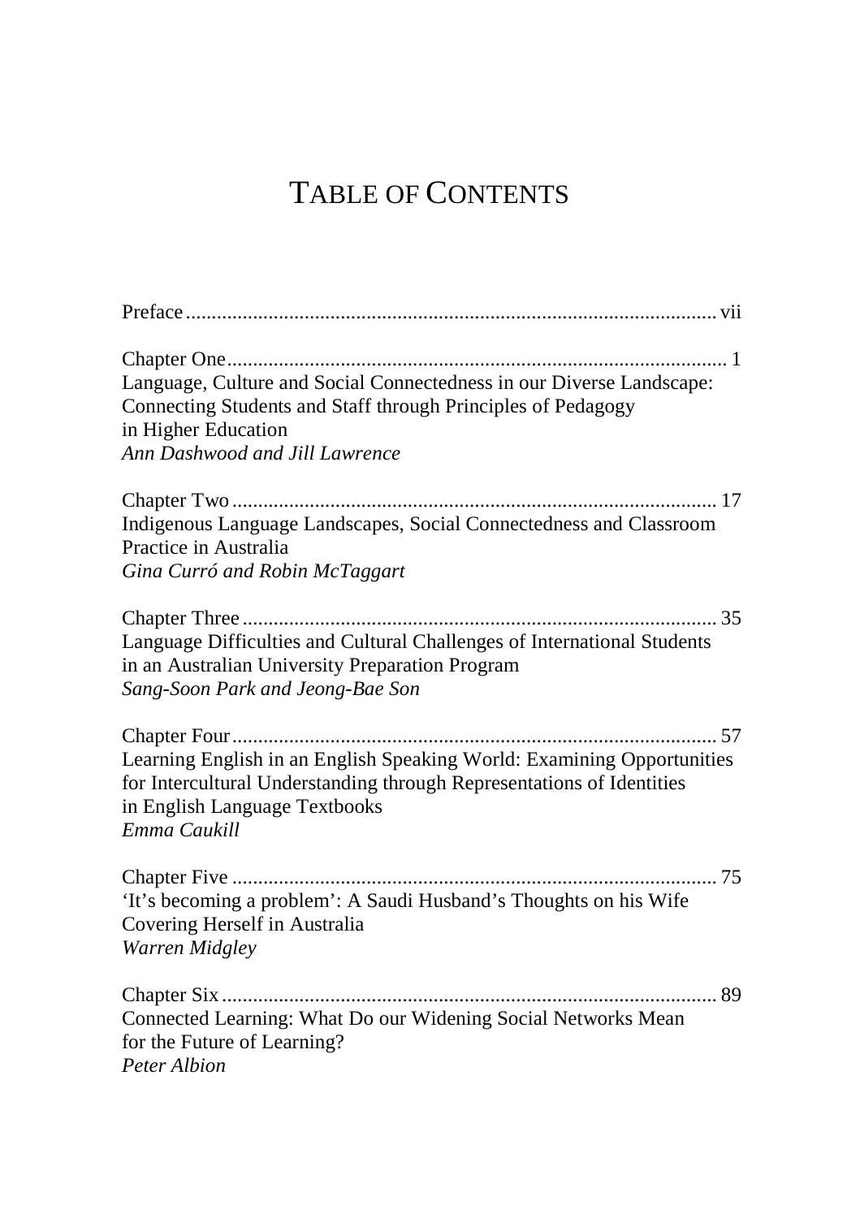# Table of Contents

Preface ..................................................................................................... vii

Chapter One ................................................................................................ 1
Language, Culture and Social Connectedness in our Diverse Landscape: Connecting Students and Staff through Principles of Pedagogy in Higher Education
*Ann Dashwood and Jill Lawrence*

Chapter Two .............................................................................................. 17
Indigenous Language Landscapes, Social Connectedness and Classroom Practice in Australia
*Gina Curró and Robin McTaggart*

Chapter Three ............................................................................................ 35
Language Difficulties and Cultural Challenges of International Students in an Australian University Preparation Program
*Sang-Soon Park and Jeong-Bae Son*

Chapter Four .............................................................................................. 57
Learning English in an English Speaking World: Examining Opportunities for Intercultural Understanding through Representations of Identities in English Language Textbooks
*Emma Caukill*

Chapter Five .............................................................................................. 75
'It's becoming a problem': A Saudi Husband's Thoughts on his Wife Covering Herself in Australia
*Warren Midgley*

Chapter Six ................................................................................................ 89
Connected Learning: What Do our Widening Social Networks Mean for the Future of Learning?
*Peter Albion*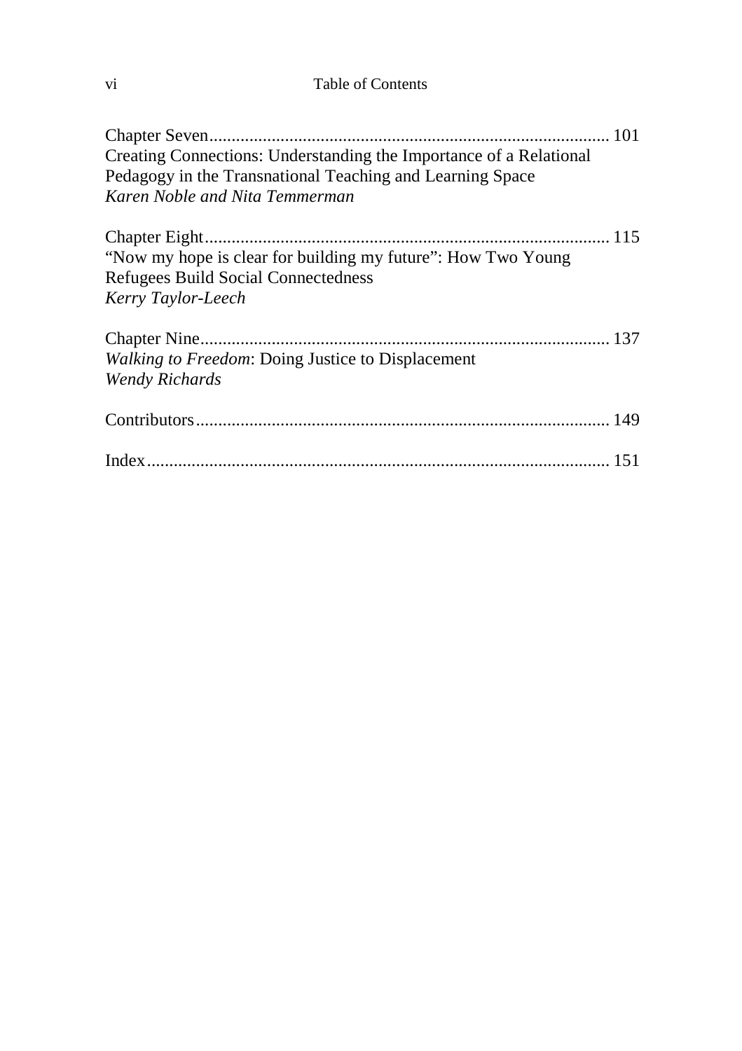Chapter Seven ........................................................................................ 101
Creating Connections: Understanding the Importance of a Relational Pedagogy in the Transnational Teaching and Learning Space
*Karen Noble and Nita Temmerman*

Chapter Eight ........................................................................................ 115
"Now my hope is clear for building my future": How Two Young Refugees Build Social Connectedness
*Kerry Taylor-Leech*

Chapter Nine ......................................................................................... 137
*Walking to Freedom*: Doing Justice to Displacement
*Wendy Richards*

Contributors .......................................................................................... 149

Index ..................................................................................................... 151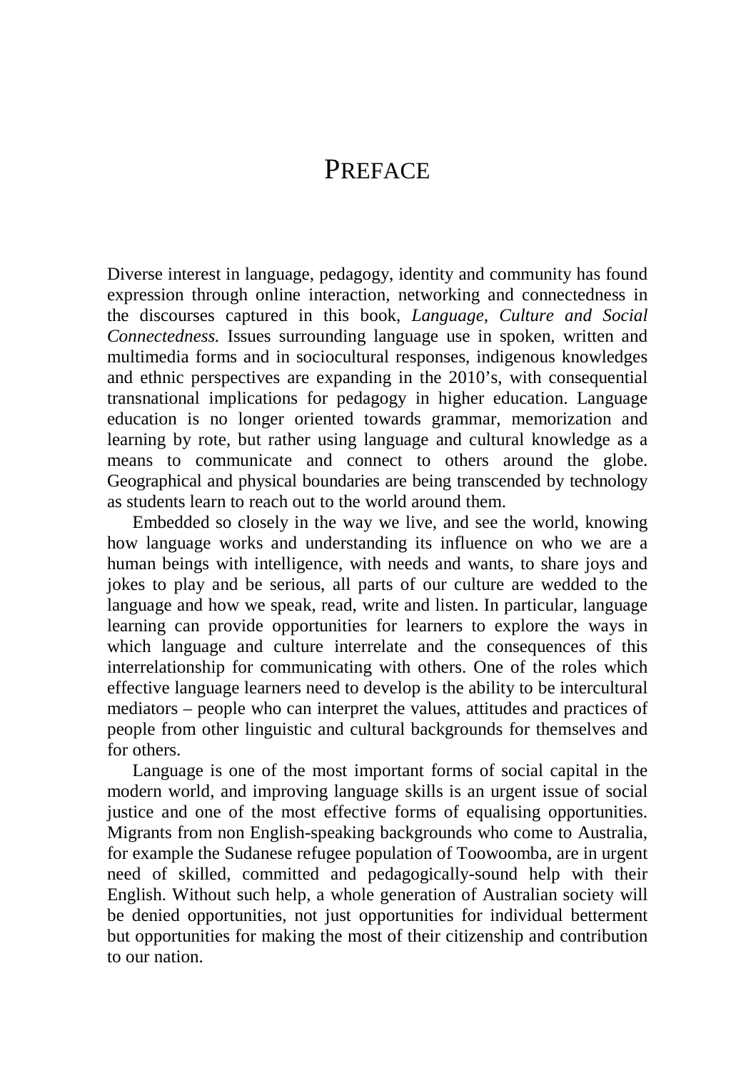# PREFACE

Diverse interest in language, pedagogy, identity and community has found expression through online interaction, networking and connectedness in the discourses captured in this book, *Language, Culture and Social Connectedness.* Issues surrounding language use in spoken, written and multimedia forms and in sociocultural responses, indigenous knowledges and ethnic perspectives are expanding in the 2010's, with consequential transnational implications for pedagogy in higher education. Language education is no longer oriented towards grammar, memorization and learning by rote, but rather using language and cultural knowledge as a means to communicate and connect to others around the globe. Geographical and physical boundaries are being transcended by technology as students learn to reach out to the world around them.

Embedded so closely in the way we live, and see the world, knowing how language works and understanding its influence on who we are a human beings with intelligence, with needs and wants, to share joys and jokes to play and be serious, all parts of our culture are wedded to the language and how we speak, read, write and listen. In particular, language learning can provide opportunities for learners to explore the ways in which language and culture interrelate and the consequences of this interrelationship for communicating with others. One of the roles which effective language learners need to develop is the ability to be intercultural mediators – people who can interpret the values, attitudes and practices of people from other linguistic and cultural backgrounds for themselves and for others.

Language is one of the most important forms of social capital in the modern world, and improving language skills is an urgent issue of social justice and one of the most effective forms of equalising opportunities. Migrants from non English-speaking backgrounds who come to Australia, for example the Sudanese refugee population of Toowoomba, are in urgent need of skilled, committed and pedagogically-sound help with their English. Without such help, a whole generation of Australian society will be denied opportunities, not just opportunities for individual betterment but opportunities for making the most of their citizenship and contribution to our nation.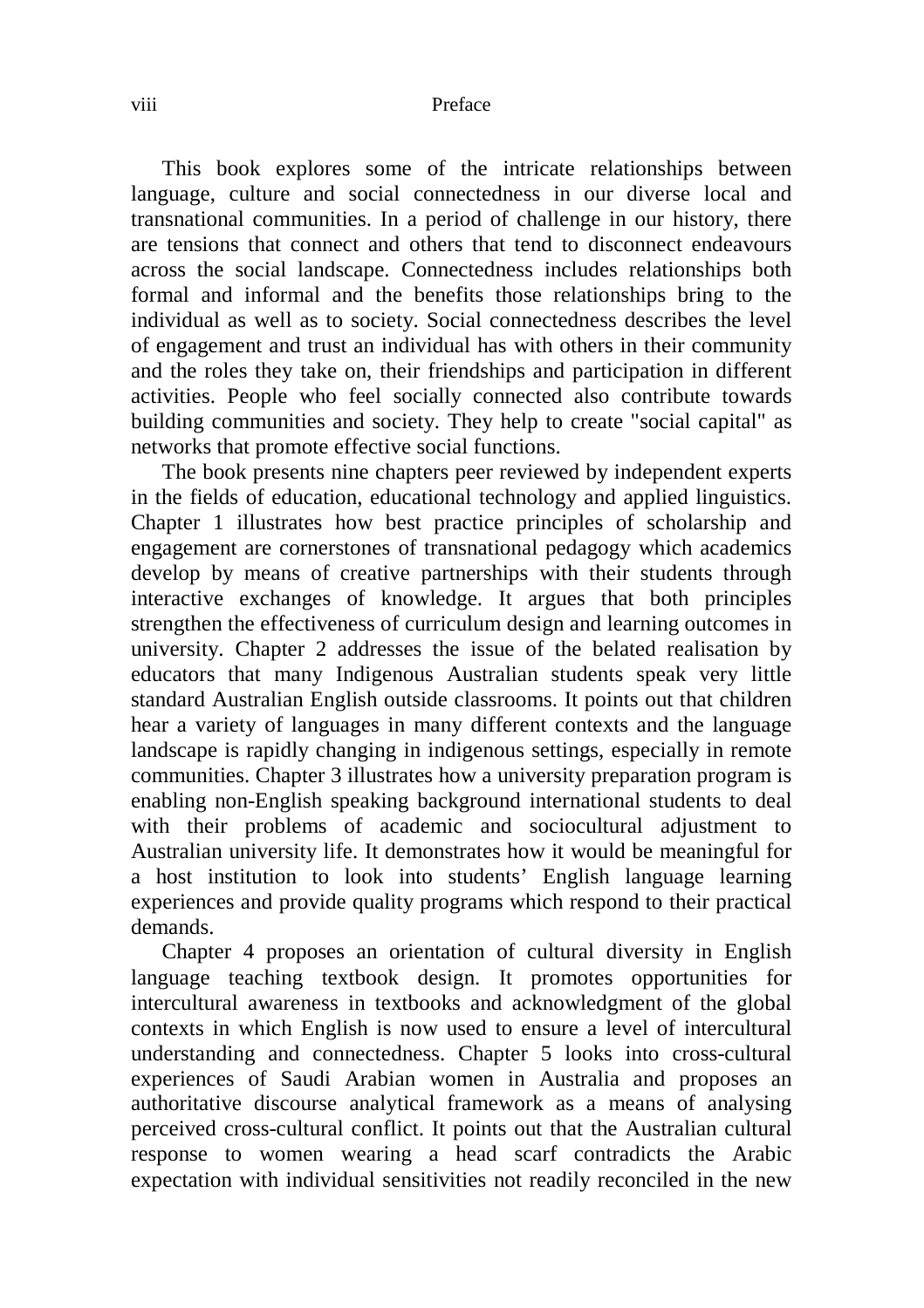This book explores some of the intricate relationships between language, culture and social connectedness in our diverse local and transnational communities. In a period of challenge in our history, there are tensions that connect and others that tend to disconnect endeavours across the social landscape. Connectedness includes relationships both formal and informal and the benefits those relationships bring to the individual as well as to society. Social connectedness describes the level of engagement and trust an individual has with others in their community and the roles they take on, their friendships and participation in different activities. People who feel socially connected also contribute towards building communities and society. They help to create "social capital" as networks that promote effective social functions.

The book presents nine chapters peer reviewed by independent experts in the fields of education, educational technology and applied linguistics. Chapter 1 illustrates how best practice principles of scholarship and engagement are cornerstones of transnational pedagogy which academics develop by means of creative partnerships with their students through interactive exchanges of knowledge. It argues that both principles strengthen the effectiveness of curriculum design and learning outcomes in university. Chapter 2 addresses the issue of the belated realisation by educators that many Indigenous Australian students speak very little standard Australian English outside classrooms. It points out that children hear a variety of languages in many different contexts and the language landscape is rapidly changing in indigenous settings, especially in remote communities. Chapter 3 illustrates how a university preparation program is enabling non-English speaking background international students to deal with their problems of academic and sociocultural adjustment to Australian university life. It demonstrates how it would be meaningful for a host institution to look into students' English language learning experiences and provide quality programs which respond to their practical demands.

Chapter 4 proposes an orientation of cultural diversity in English language teaching textbook design. It promotes opportunities for intercultural awareness in textbooks and acknowledgment of the global contexts in which English is now used to ensure a level of intercultural understanding and connectedness. Chapter 5 looks into cross-cultural experiences of Saudi Arabian women in Australia and proposes an authoritative discourse analytical framework as a means of analysing perceived cross-cultural conflict. It points out that the Australian cultural response to women wearing a head scarf contradicts the Arabic expectation with individual sensitivities not readily reconciled in the new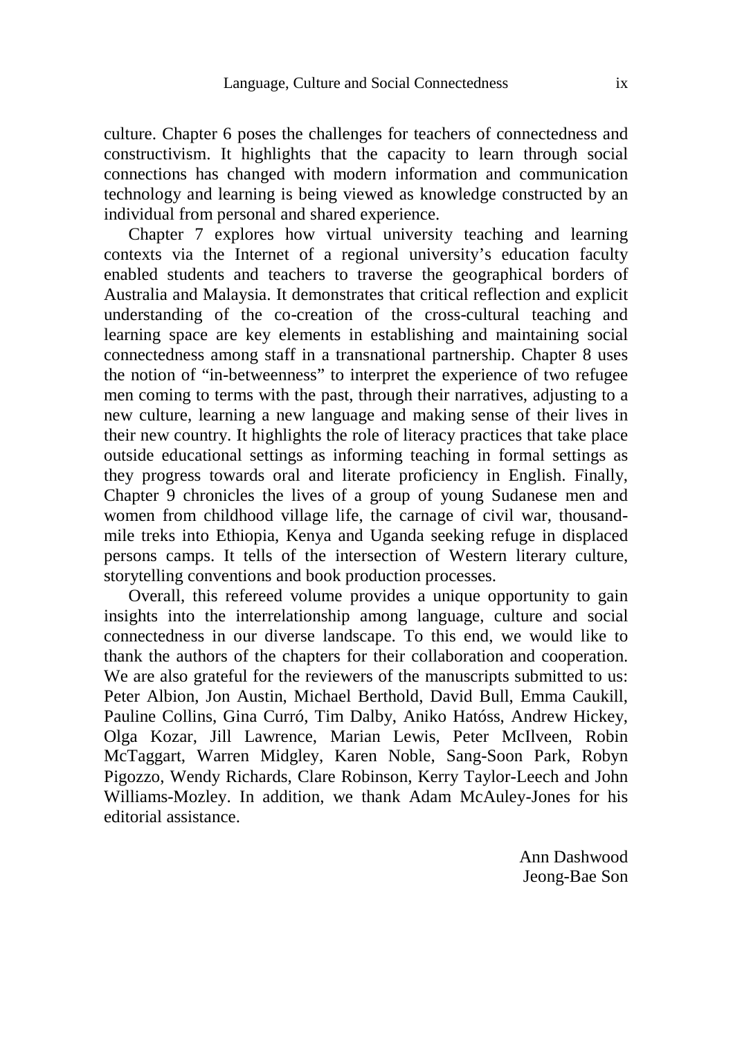culture. Chapter 6 poses the challenges for teachers of connectedness and constructivism. It highlights that the capacity to learn through social connections has changed with modern information and communication technology and learning is being viewed as knowledge constructed by an individual from personal and shared experience.

Chapter 7 explores how virtual university teaching and learning contexts via the Internet of a regional university's education faculty enabled students and teachers to traverse the geographical borders of Australia and Malaysia. It demonstrates that critical reflection and explicit understanding of the co-creation of the cross-cultural teaching and learning space are key elements in establishing and maintaining social connectedness among staff in a transnational partnership. Chapter 8 uses the notion of "in-betweenness" to interpret the experience of two refugee men coming to terms with the past, through their narratives, adjusting to a new culture, learning a new language and making sense of their lives in their new country. It highlights the role of literacy practices that take place outside educational settings as informing teaching in formal settings as they progress towards oral and literate proficiency in English. Finally, Chapter 9 chronicles the lives of a group of young Sudanese men and women from childhood village life, the carnage of civil war, thousand-mile treks into Ethiopia, Kenya and Uganda seeking refuge in displaced persons camps. It tells of the intersection of Western literary culture, storytelling conventions and book production processes.

Overall, this refereed volume provides a unique opportunity to gain insights into the interrelationship among language, culture and social connectedness in our diverse landscape. To this end, we would like to thank the authors of the chapters for their collaboration and cooperation. We are also grateful for the reviewers of the manuscripts submitted to us: Peter Albion, Jon Austin, Michael Berthold, David Bull, Emma Caukill, Pauline Collins, Gina Curró, Tim Dalby, Aniko Hatóss, Andrew Hickey, Olga Kozar, Jill Lawrence, Marian Lewis, Peter McIlveen, Robin McTaggart, Warren Midgley, Karen Noble, Sang-Soon Park, Robyn Pigozzo, Wendy Richards, Clare Robinson, Kerry Taylor-Leech and John Williams-Mozley. In addition, we thank Adam McAuley-Jones for his editorial assistance.

Ann Dashwood  
Jeong-Bae Son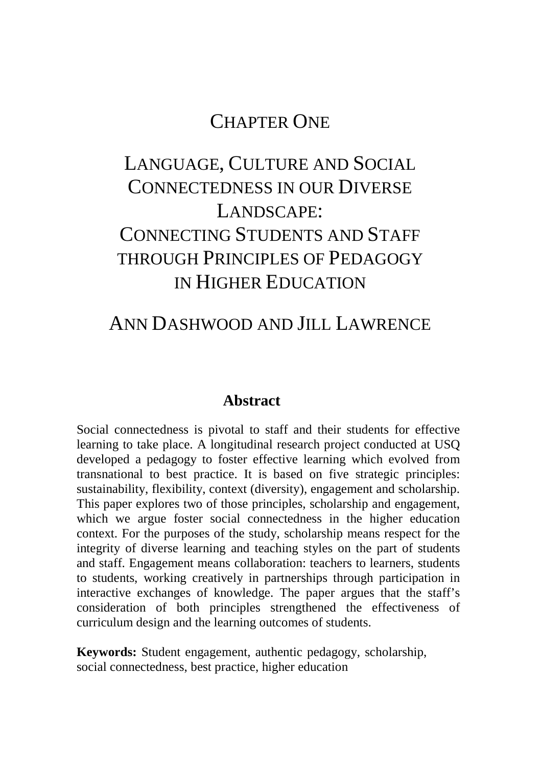# CHAPTER ONE

# LANGUAGE, CULTURE AND SOCIAL CONNECTEDNESS IN OUR DIVERSE LANDSCAPE: CONNECTING STUDENTS AND STAFF THROUGH PRINCIPLES OF PEDAGOGY IN HIGHER EDUCATION

## ANN DASHWOOD AND JILL LAWRENCE

### Abstract

Social connectedness is pivotal to staff and their students for effective learning to take place. A longitudinal research project conducted at USQ developed a pedagogy to foster effective learning which evolved from transnational to best practice. It is based on five strategic principles: sustainability, flexibility, context (diversity), engagement and scholarship. This paper explores two of those principles, scholarship and engagement, which we argue foster social connectedness in the higher education context. For the purposes of the study, scholarship means respect for the integrity of diverse learning and teaching styles on the part of students and staff. Engagement means collaboration: teachers to learners, students to students, working creatively in partnerships through participation in interactive exchanges of knowledge. The paper argues that the staff's consideration of both principles strengthened the effectiveness of curriculum design and the learning outcomes of students.

**Keywords:** Student engagement, authentic pedagogy, scholarship, social connectedness, best practice, higher education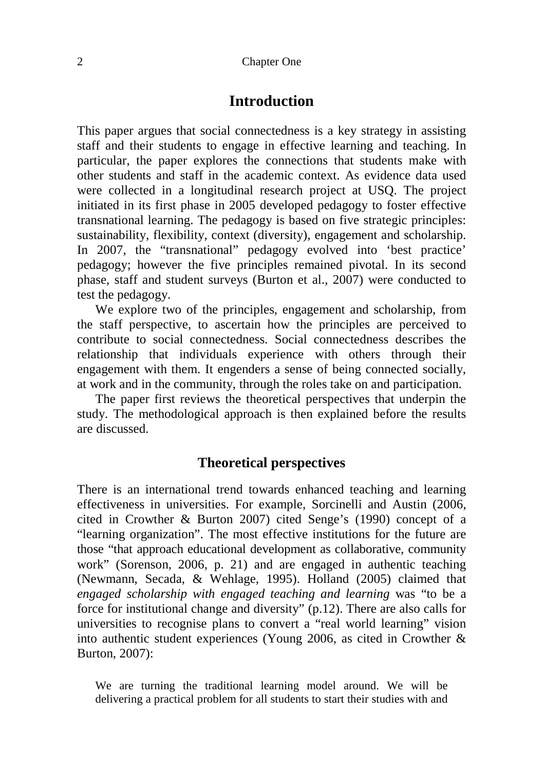## Introduction

This paper argues that social connectedness is a key strategy in assisting staff and their students to engage in effective learning and teaching. In particular, the paper explores the connections that students make with other students and staff in the academic context. As evidence data used were collected in a longitudinal research project at USQ. The project initiated in its first phase in 2005 developed pedagogy to foster effective transnational learning. The pedagogy is based on five strategic principles: sustainability, flexibility, context (diversity), engagement and scholarship. In 2007, the "transnational" pedagogy evolved into 'best practice' pedagogy; however the five principles remained pivotal. In its second phase, staff and student surveys (Burton et al., 2007) were conducted to test the pedagogy.

We explore two of the principles, engagement and scholarship, from the staff perspective, to ascertain how the principles are perceived to contribute to social connectedness. Social connectedness describes the relationship that individuals experience with others through their engagement with them. It engenders a sense of being connected socially, at work and in the community, through the roles take on and participation.

The paper first reviews the theoretical perspectives that underpin the study. The methodological approach is then explained before the results are discussed.

## Theoretical perspectives

There is an international trend towards enhanced teaching and learning effectiveness in universities. For example, Sorcinelli and Austin (2006, cited in Crowther & Burton 2007) cited Senge's (1990) concept of a "learning organization". The most effective institutions for the future are those "that approach educational development as collaborative, community work" (Sorenson, 2006, p. 21) and are engaged in authentic teaching (Newmann, Secada, & Wehlage, 1995). Holland (2005) claimed that *engaged scholarship with engaged teaching and learning* was "to be a force for institutional change and diversity" (p.12). There are also calls for universities to recognise plans to convert a "real world learning" vision into authentic student experiences (Young 2006, as cited in Crowther & Burton, 2007):

> We are turning the traditional learning model around. We will be delivering a practical problem for all students to start their studies with and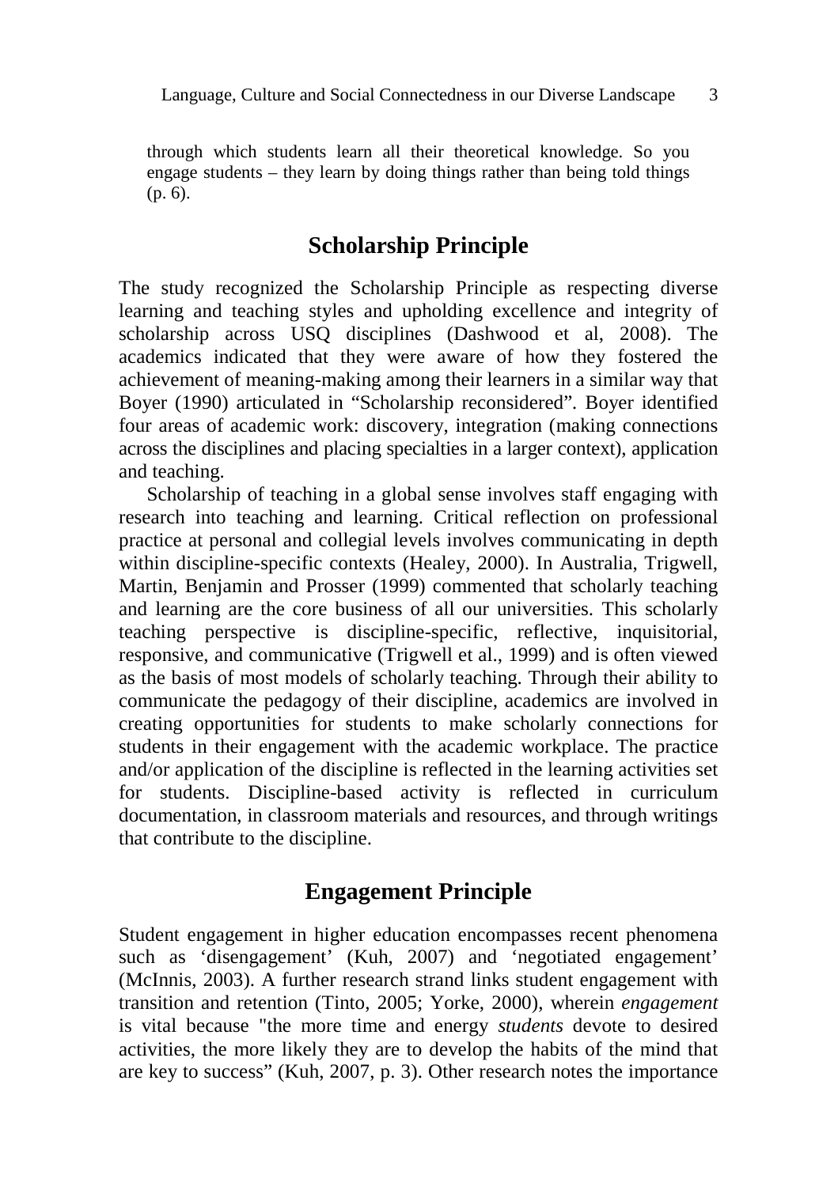through which students learn all their theoretical knowledge. So you engage students – they learn by doing things rather than being told things (p. 6).

## Scholarship Principle

The study recognized the Scholarship Principle as respecting diverse learning and teaching styles and upholding excellence and integrity of scholarship across USQ disciplines (Dashwood et al, 2008). The academics indicated that they were aware of how they fostered the achievement of meaning-making among their learners in a similar way that Boyer (1990) articulated in "Scholarship reconsidered". Boyer identified four areas of academic work: discovery, integration (making connections across the disciplines and placing specialties in a larger context), application and teaching.

Scholarship of teaching in a global sense involves staff engaging with research into teaching and learning. Critical reflection on professional practice at personal and collegial levels involves communicating in depth within discipline-specific contexts (Healey, 2000). In Australia, Trigwell, Martin, Benjamin and Prosser (1999) commented that scholarly teaching and learning are the core business of all our universities. This scholarly teaching perspective is discipline-specific, reflective, inquisitorial, responsive, and communicative (Trigwell et al., 1999) and is often viewed as the basis of most models of scholarly teaching. Through their ability to communicate the pedagogy of their discipline, academics are involved in creating opportunities for students to make scholarly connections for students in their engagement with the academic workplace. The practice and/or application of the discipline is reflected in the learning activities set for students. Discipline-based activity is reflected in curriculum documentation, in classroom materials and resources, and through writings that contribute to the discipline.

## Engagement Principle

Student engagement in higher education encompasses recent phenomena such as 'disengagement' (Kuh, 2007) and 'negotiated engagement' (McInnis, 2003). A further research strand links student engagement with transition and retention (Tinto, 2005; Yorke, 2000), wherein *engagement* is vital because "the more time and energy *students* devote to desired activities, the more likely they are to develop the habits of the mind that are key to success" (Kuh, 2007, p. 3). Other research notes the importance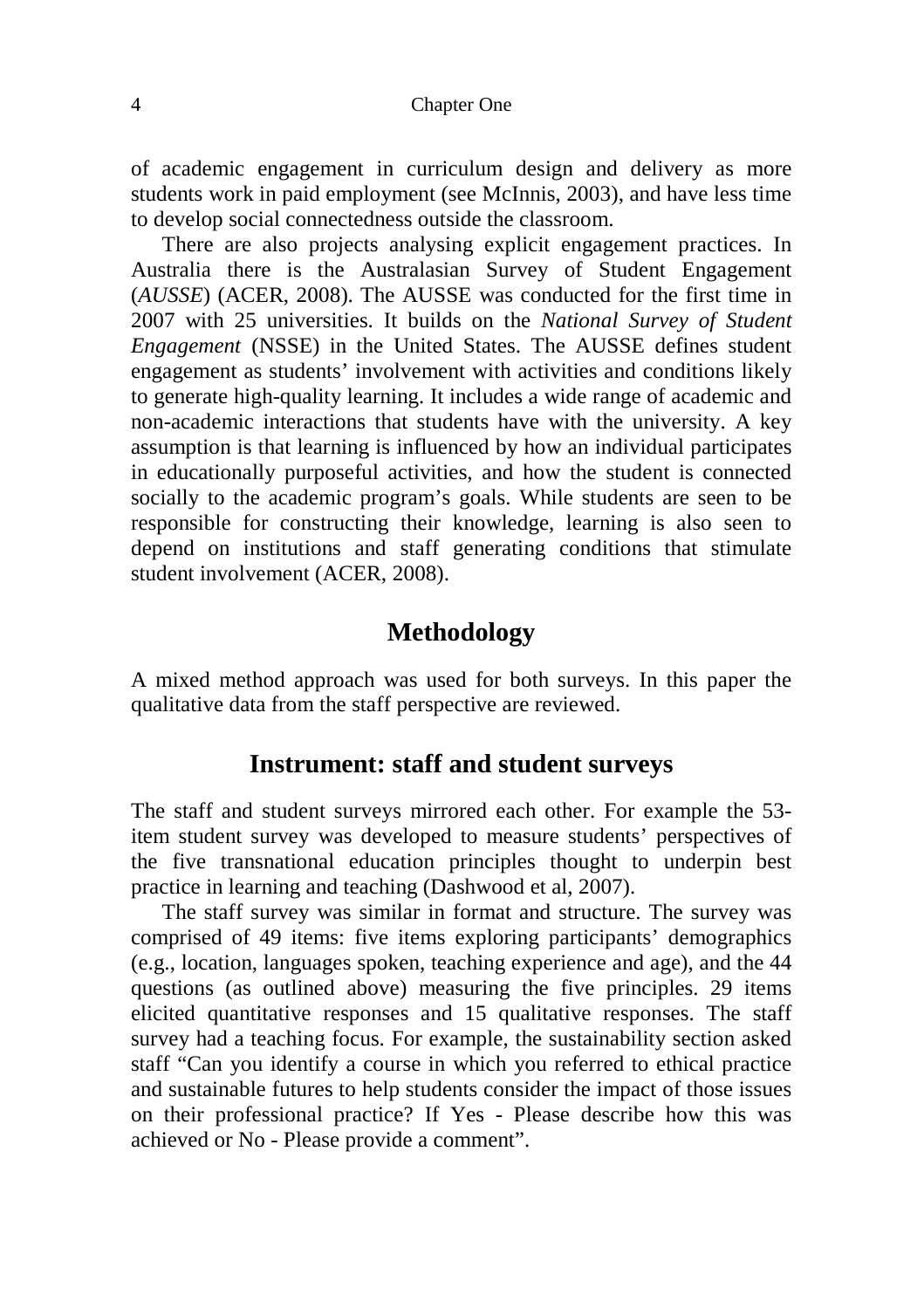of academic engagement in curriculum design and delivery as more students work in paid employment (see McInnis, 2003), and have less time to develop social connectedness outside the classroom.

There are also projects analysing explicit engagement practices. In Australia there is the Australasian Survey of Student Engagement (*AUSSE*) (ACER, 2008). The AUSSE was conducted for the first time in 2007 with 25 universities. It builds on the *National Survey of Student Engagement* (NSSE) in the United States. The AUSSE defines student engagement as students' involvement with activities and conditions likely to generate high-quality learning. It includes a wide range of academic and non-academic interactions that students have with the university. A key assumption is that learning is influenced by how an individual participates in educationally purposeful activities, and how the student is connected socially to the academic program's goals. While students are seen to be responsible for constructing their knowledge, learning is also seen to depend on institutions and staff generating conditions that stimulate student involvement (ACER, 2008).

## Methodology

A mixed method approach was used for both surveys. In this paper the qualitative data from the staff perspective are reviewed.

## Instrument: staff and student surveys

The staff and student surveys mirrored each other. For example the 53-item student survey was developed to measure students' perspectives of the five transnational education principles thought to underpin best practice in learning and teaching (Dashwood et al, 2007).

The staff survey was similar in format and structure. The survey was comprised of 49 items: five items exploring participants' demographics (e.g., location, languages spoken, teaching experience and age), and the 44 questions (as outlined above) measuring the five principles. 29 items elicited quantitative responses and 15 qualitative responses. The staff survey had a teaching focus. For example, the sustainability section asked staff "Can you identify a course in which you referred to ethical practice and sustainable futures to help students consider the impact of those issues on their professional practice? If Yes - Please describe how this was achieved or No - Please provide a comment".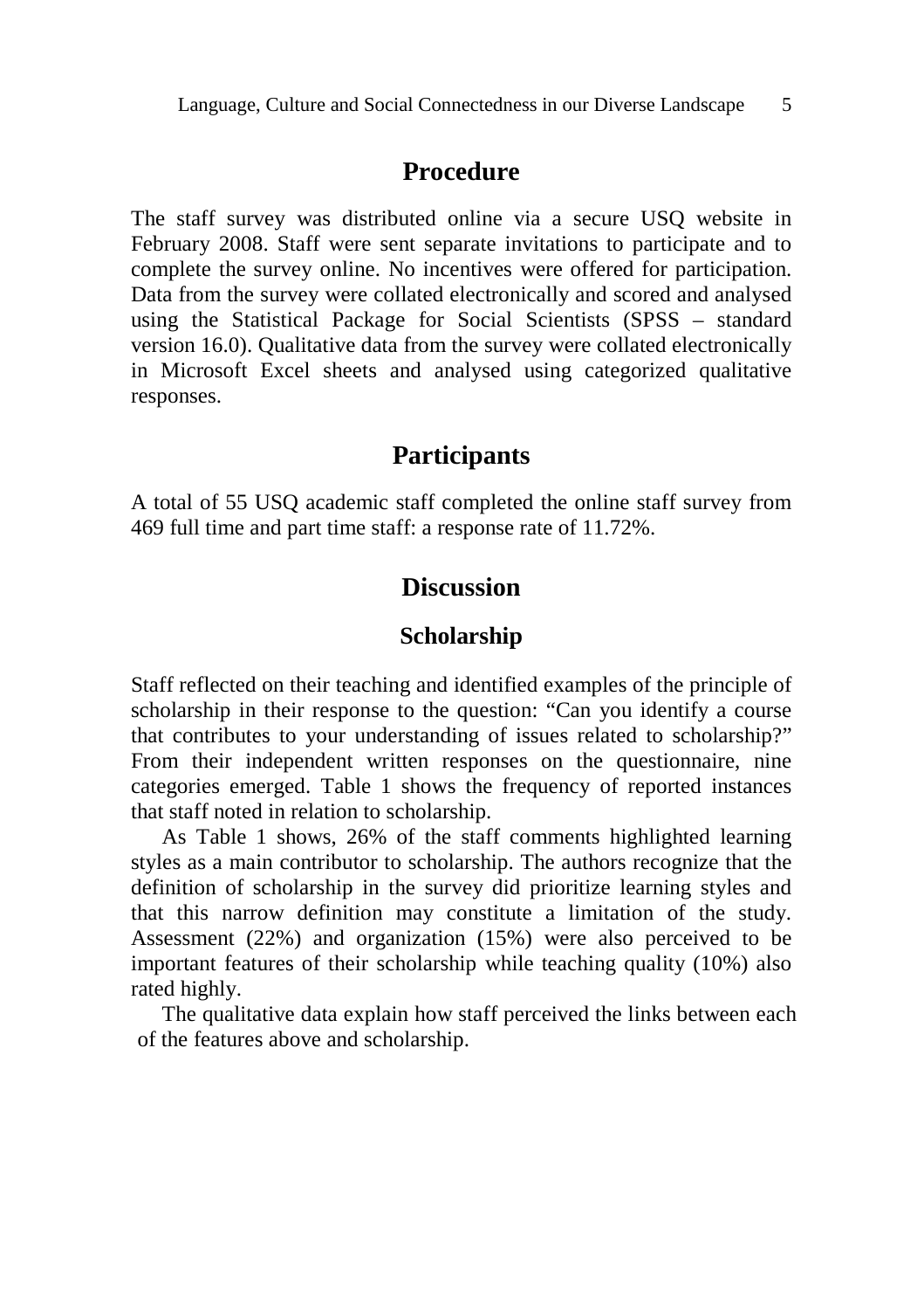## Procedure

The staff survey was distributed online via a secure USQ website in February 2008. Staff were sent separate invitations to participate and to complete the survey online. No incentives were offered for participation. Data from the survey were collated electronically and scored and analysed using the Statistical Package for Social Scientists (SPSS – standard version 16.0). Qualitative data from the survey were collated electronically in Microsoft Excel sheets and analysed using categorized qualitative responses.

## Participants

A total of 55 USQ academic staff completed the online staff survey from 469 full time and part time staff: a response rate of 11.72%.

## Discussion

### Scholarship

Staff reflected on their teaching and identified examples of the principle of scholarship in their response to the question: "Can you identify a course that contributes to your understanding of issues related to scholarship?" From their independent written responses on the questionnaire, nine categories emerged. Table 1 shows the frequency of reported instances that staff noted in relation to scholarship.

As Table 1 shows, 26% of the staff comments highlighted learning styles as a main contributor to scholarship. The authors recognize that the definition of scholarship in the survey did prioritize learning styles and that this narrow definition may constitute a limitation of the study. Assessment (22%) and organization (15%) were also perceived to be important features of their scholarship while teaching quality (10%) also rated highly.

The qualitative data explain how staff perceived the links between each of the features above and scholarship.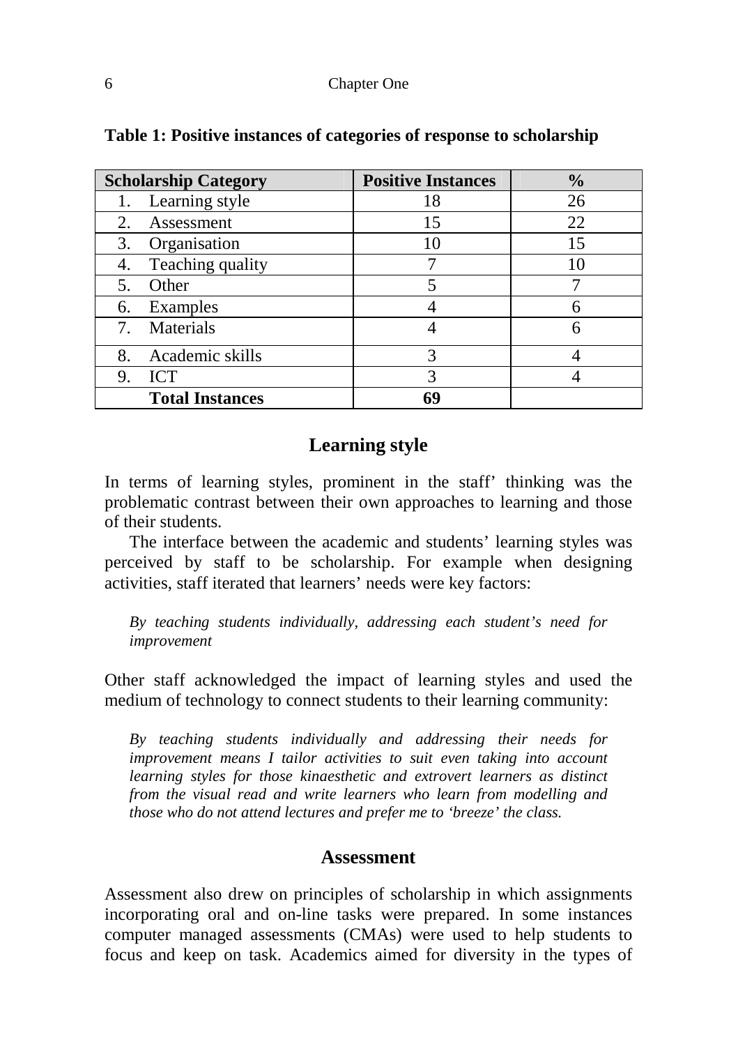**Table 1: Positive instances of categories of response to scholarship**

| Scholarship Category | Positive Instances | % |
|---|---|---|
| 1. Learning style | 18 | 26 |
| 2. Assessment | 15 | 22 |
| 3. Organisation | 10 | 15 |
| 4. Teaching quality | 7 | 10 |
| 5. Other | 5 | 7 |
| 6. Examples | 4 | 6 |
| 7. Materials | 4 | 6 |
| 8. Academic skills | 3 | 4 |
| 9. ICT | 3 | 4 |
| **Total Instances** | **69** | |

## Learning style

In terms of learning styles, prominent in the staff' thinking was the problematic contrast between their own approaches to learning and those of their students.

The interface between the academic and students' learning styles was perceived by staff to be scholarship. For example when designing activities, staff iterated that learners' needs were key factors:

> *By teaching students individually, addressing each student's need for improvement*

Other staff acknowledged the impact of learning styles and used the medium of technology to connect students to their learning community:

> *By teaching students individually and addressing their needs for improvement means I tailor activities to suit even taking into account learning styles for those kinaesthetic and extrovert learners as distinct from the visual read and write learners who learn from modelling and those who do not attend lectures and prefer me to 'breeze' the class.*

## Assessment

Assessment also drew on principles of scholarship in which assignments incorporating oral and on-line tasks were prepared. In some instances computer managed assessments (CMAs) were used to help students to focus and keep on task. Academics aimed for diversity in the types of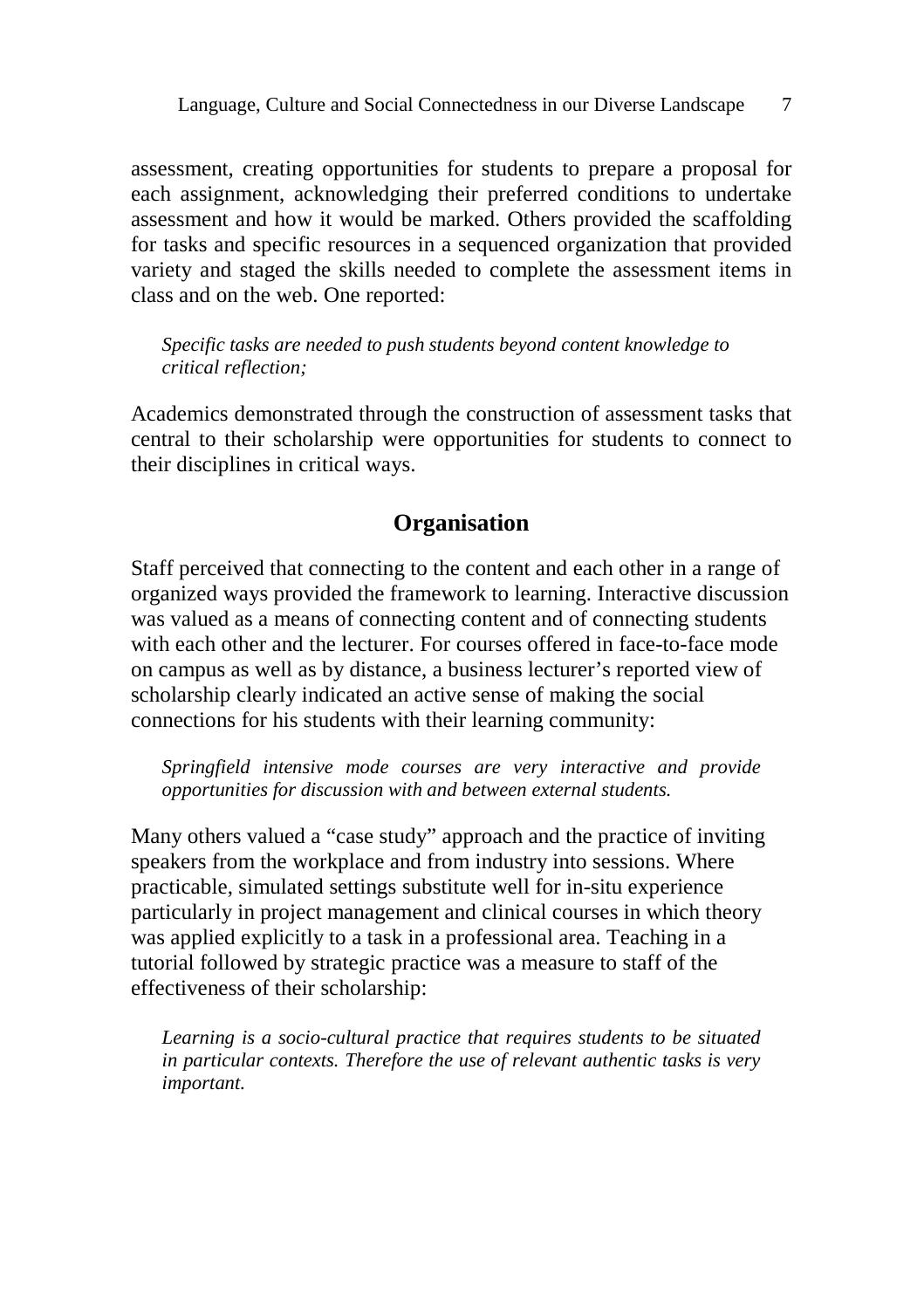assessment, creating opportunities for students to prepare a proposal for each assignment, acknowledging their preferred conditions to undertake assessment and how it would be marked. Others provided the scaffolding for tasks and specific resources in a sequenced organization that provided variety and staged the skills needed to complete the assessment items in class and on the web. One reported:

> *Specific tasks are needed to push students beyond content knowledge to critical reflection;*

Academics demonstrated through the construction of assessment tasks that central to their scholarship were opportunities for students to connect to their disciplines in critical ways.

## Organisation

Staff perceived that connecting to the content and each other in a range of organized ways provided the framework to learning. Interactive discussion was valued as a means of connecting content and of connecting students with each other and the lecturer. For courses offered in face-to-face mode on campus as well as by distance, a business lecturer's reported view of scholarship clearly indicated an active sense of making the social connections for his students with their learning community:

> *Springfield intensive mode courses are very interactive and provide opportunities for discussion with and between external students.*

Many others valued a "case study" approach and the practice of inviting speakers from the workplace and from industry into sessions. Where practicable, simulated settings substitute well for in-situ experience particularly in project management and clinical courses in which theory was applied explicitly to a task in a professional area. Teaching in a tutorial followed by strategic practice was a measure to staff of the effectiveness of their scholarship:

> *Learning is a socio-cultural practice that requires students to be situated in particular contexts. Therefore the use of relevant authentic tasks is very important.*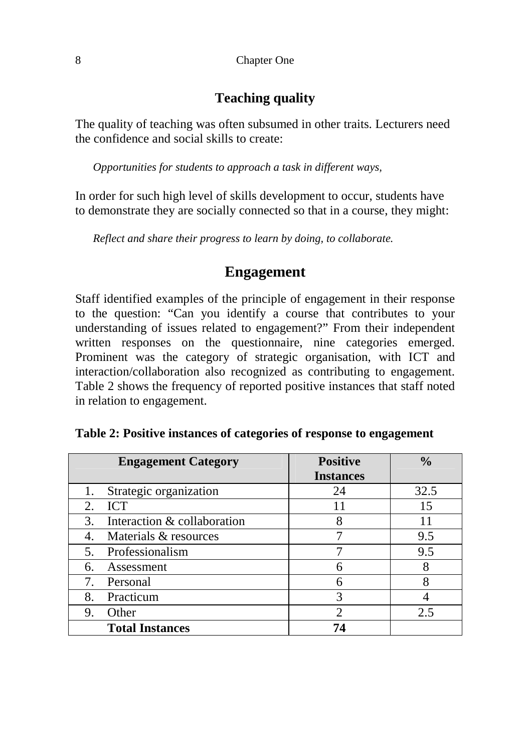## Teaching quality

The quality of teaching was often subsumed in other traits. Lecturers need the confidence and social skills to create:

> *Opportunities for students to approach a task in different ways,*

In order for such high level of skills development to occur, students have to demonstrate they are socially connected so that in a course, they might:

> *Reflect and share their progress to learn by doing, to collaborate.*

## Engagement

Staff identified examples of the principle of engagement in their response to the question: "Can you identify a course that contributes to your understanding of issues related to engagement?" From their independent written responses on the questionnaire, nine categories emerged. Prominent was the category of strategic organisation, with ICT and interaction/collaboration also recognized as contributing to engagement. Table 2 shows the frequency of reported positive instances that staff noted in relation to engagement.

**Table 2: Positive instances of categories of response to engagement**

| Engagement Category | Positive Instances | % |
|---|---|---|
| 1. Strategic organization | 24 | 32.5 |
| 2. ICT | 11 | 15 |
| 3. Interaction & collaboration | 8 | 11 |
| 4. Materials & resources | 7 | 9.5 |
| 5. Professionalism | 7 | 9.5 |
| 6. Assessment | 6 | 8 |
| 7. Personal | 6 | 8 |
| 8. Practicum | 3 | 4 |
| 9. Other | 2 | 2.5 |
| **Total Instances** | **74** | |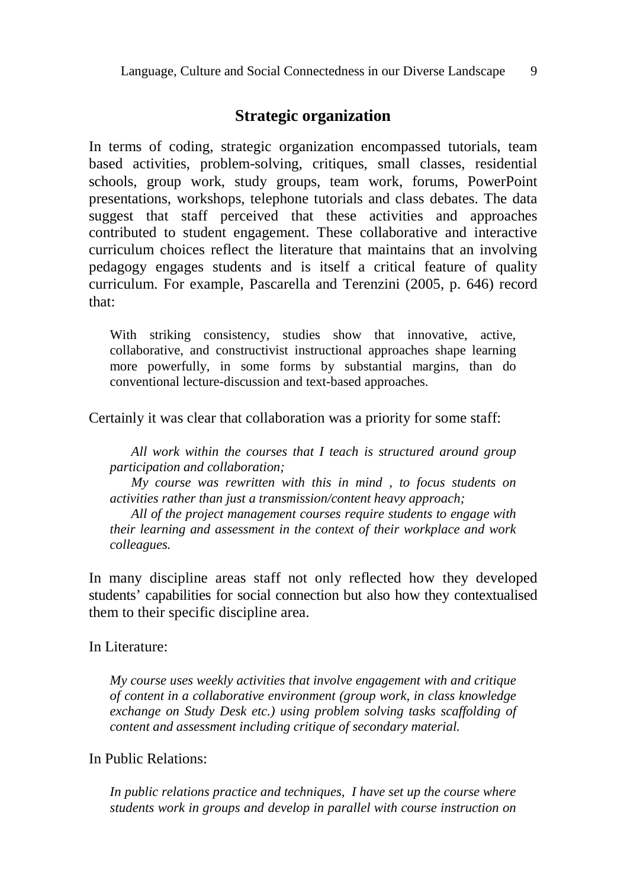## Strategic organization

In terms of coding, strategic organization encompassed tutorials, team based activities, problem-solving, critiques, small classes, residential schools, group work, study groups, team work, forums, PowerPoint presentations, workshops, telephone tutorials and class debates. The data suggest that staff perceived that these activities and approaches contributed to student engagement. These collaborative and interactive curriculum choices reflect the literature that maintains that an involving pedagogy engages students and is itself a critical feature of quality curriculum. For example, Pascarella and Terenzini (2005, p. 646) record that:

> With striking consistency, studies show that innovative, active, collaborative, and constructivist instructional approaches shape learning more powerfully, in some forms by substantial margins, than do conventional lecture-discussion and text-based approaches.

Certainly it was clear that collaboration was a priority for some staff:

> *All work within the courses that I teach is structured around group participation and collaboration;*
>
> *My course was rewritten with this in mind , to focus students on activities rather than just a transmission/content heavy approach;*
>
> *All of the project management courses require students to engage with their learning and assessment in the context of their workplace and work colleagues.*

In many discipline areas staff not only reflected how they developed students' capabilities for social connection but also how they contextualised them to their specific discipline area.

In Literature:

> *My course uses weekly activities that involve engagement with and critique of content in a collaborative environment (group work, in class knowledge exchange on Study Desk etc.) using problem solving tasks scaffolding of content and assessment including critique of secondary material.*

In Public Relations:

> *In public relations practice and techniques, I have set up the course where students work in groups and develop in parallel with course instruction on*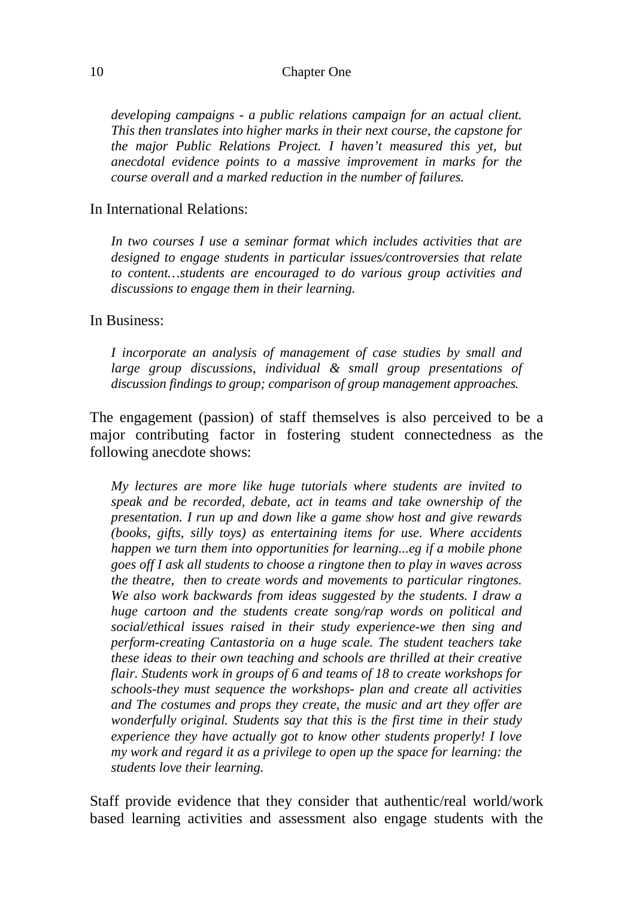*developing campaigns - a public relations campaign for an actual client. This then translates into higher marks in their next course, the capstone for the major Public Relations Project. I haven't measured this yet, but anecdotal evidence points to a massive improvement in marks for the course overall and a marked reduction in the number of failures.*

In International Relations:

> *In two courses I use a seminar format which includes activities that are designed to engage students in particular issues/controversies that relate to content…students are encouraged to do various group activities and discussions to engage them in their learning.*

In Business:

> *I incorporate an analysis of management of case studies by small and large group discussions, individual & small group presentations of discussion findings to group; comparison of group management approaches.*

The engagement (passion) of staff themselves is also perceived to be a major contributing factor in fostering student connectedness as the following anecdote shows:

> *My lectures are more like huge tutorials where students are invited to speak and be recorded, debate, act in teams and take ownership of the presentation. I run up and down like a game show host and give rewards (books, gifts, silly toys) as entertaining items for use. Where accidents happen we turn them into opportunities for learning...eg if a mobile phone goes off I ask all students to choose a ringtone then to play in waves across the theatre, then to create words and movements to particular ringtones. We also work backwards from ideas suggested by the students. I draw a huge cartoon and the students create song/rap words on political and social/ethical issues raised in their study experience-we then sing and perform-creating Cantastoria on a huge scale. The student teachers take these ideas to their own teaching and schools are thrilled at their creative flair. Students work in groups of 6 and teams of 18 to create workshops for schools-they must sequence the workshops- plan and create all activities and The costumes and props they create, the music and art they offer are wonderfully original. Students say that this is the first time in their study experience they have actually got to know other students properly! I love my work and regard it as a privilege to open up the space for learning: the students love their learning.*

Staff provide evidence that they consider that authentic/real world/work based learning activities and assessment also engage students with the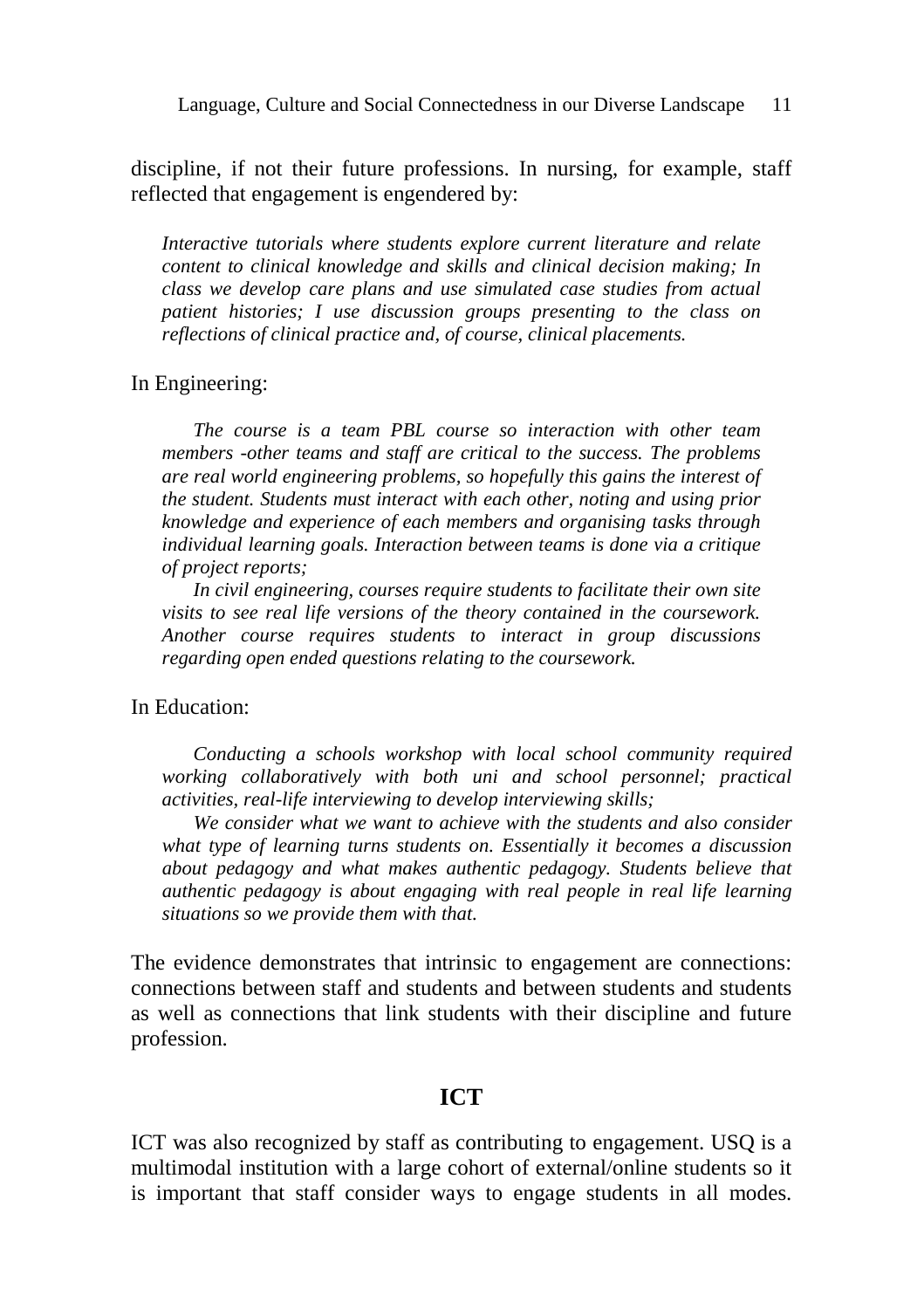discipline, if not their future professions. In nursing, for example, staff reflected that engagement is engendered by:

> *Interactive tutorials where students explore current literature and relate content to clinical knowledge and skills and clinical decision making; In class we develop care plans and use simulated case studies from actual patient histories; I use discussion groups presenting to the class on reflections of clinical practice and, of course, clinical placements.*

In Engineering:

> *The course is a team PBL course so interaction with other team members -other teams and staff are critical to the success. The problems are real world engineering problems, so hopefully this gains the interest of the student. Students must interact with each other, noting and using prior knowledge and experience of each members and organising tasks through individual learning goals. Interaction between teams is done via a critique of project reports;*
>
> *In civil engineering, courses require students to facilitate their own site visits to see real life versions of the theory contained in the coursework. Another course requires students to interact in group discussions regarding open ended questions relating to the coursework.*

In Education:

> *Conducting a schools workshop with local school community required working collaboratively with both uni and school personnel; practical activities, real-life interviewing to develop interviewing skills;*
>
> *We consider what we want to achieve with the students and also consider what type of learning turns students on. Essentially it becomes a discussion about pedagogy and what makes authentic pedagogy. Students believe that authentic pedagogy is about engaging with real people in real life learning situations so we provide them with that.*

The evidence demonstrates that intrinsic to engagement are connections: connections between staff and students and between students and students as well as connections that link students with their discipline and future profession.

## ICT

ICT was also recognized by staff as contributing to engagement. USQ is a multimodal institution with a large cohort of external/online students so it is important that staff consider ways to engage students in all modes.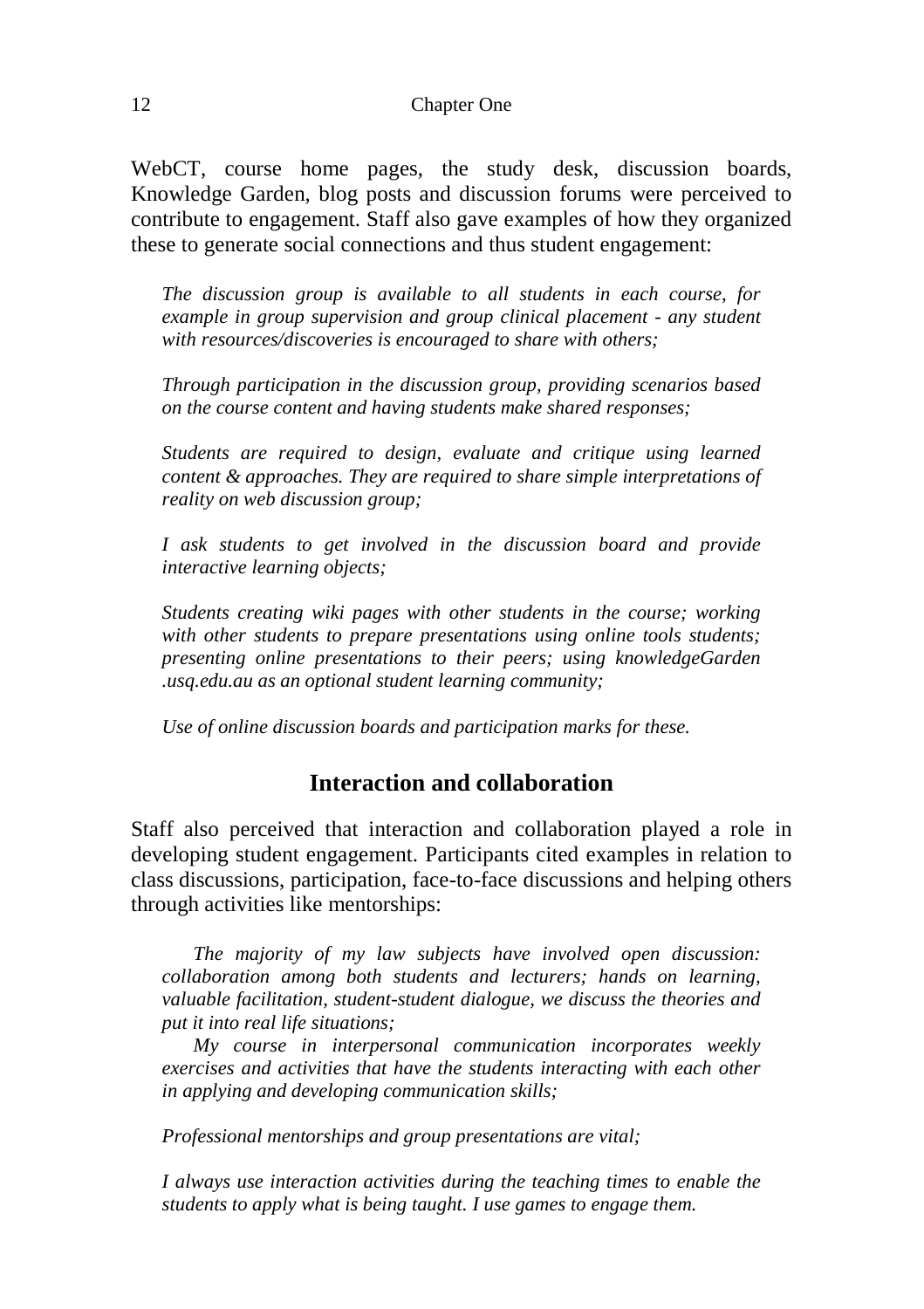WebCT, course home pages, the study desk, discussion boards, Knowledge Garden, blog posts and discussion forums were perceived to contribute to engagement. Staff also gave examples of how they organized these to generate social connections and thus student engagement:

> *The discussion group is available to all students in each course, for example in group supervision and group clinical placement - any student with resources/discoveries is encouraged to share with others;*
>
> *Through participation in the discussion group, providing scenarios based on the course content and having students make shared responses;*
>
> *Students are required to design, evaluate and critique using learned content & approaches. They are required to share simple interpretations of reality on web discussion group;*
>
> *I ask students to get involved in the discussion board and provide interactive learning objects;*
>
> *Students creating wiki pages with other students in the course; working with other students to prepare presentations using online tools students; presenting online presentations to their peers; using knowledgeGarden .usq.edu.au as an optional student learning community;*
>
> *Use of online discussion boards and participation marks for these.*

## Interaction and collaboration

Staff also perceived that interaction and collaboration played a role in developing student engagement. Participants cited examples in relation to class discussions, participation, face-to-face discussions and helping others through activities like mentorships:

> *The majority of my law subjects have involved open discussion: collaboration among both students and lecturers; hands on learning, valuable facilitation, student-student dialogue, we discuss the theories and put it into real life situations;*
>
> *My course in interpersonal communication incorporates weekly exercises and activities that have the students interacting with each other in applying and developing communication skills;*
>
> *Professional mentorships and group presentations are vital;*
>
> *I always use interaction activities during the teaching times to enable the students to apply what is being taught. I use games to engage them.*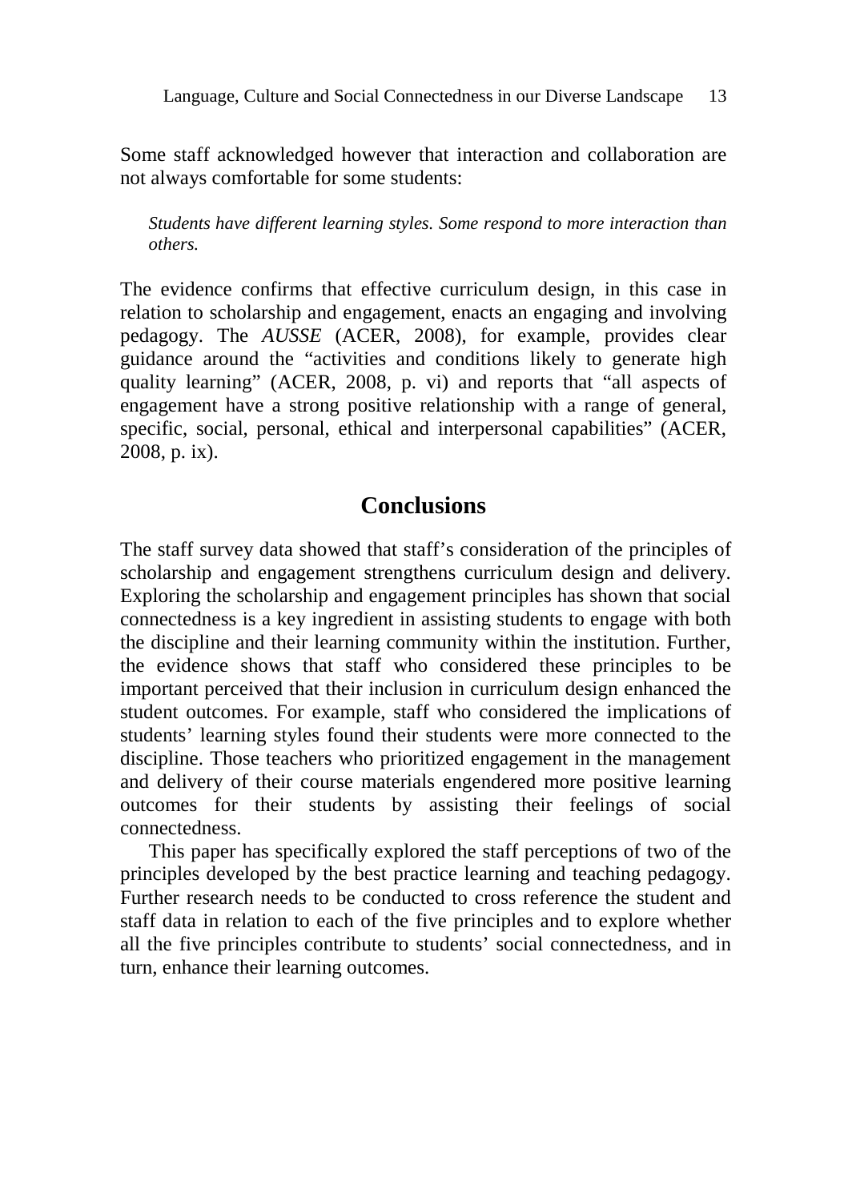Some staff acknowledged however that interaction and collaboration are not always comfortable for some students:

> *Students have different learning styles. Some respond to more interaction than others.*

The evidence confirms that effective curriculum design, in this case in relation to scholarship and engagement, enacts an engaging and involving pedagogy. The *AUSSE* (ACER, 2008), for example, provides clear guidance around the "activities and conditions likely to generate high quality learning" (ACER, 2008, p. vi) and reports that "all aspects of engagement have a strong positive relationship with a range of general, specific, social, personal, ethical and interpersonal capabilities" (ACER, 2008, p. ix).

## Conclusions

The staff survey data showed that staff's consideration of the principles of scholarship and engagement strengthens curriculum design and delivery. Exploring the scholarship and engagement principles has shown that social connectedness is a key ingredient in assisting students to engage with both the discipline and their learning community within the institution. Further, the evidence shows that staff who considered these principles to be important perceived that their inclusion in curriculum design enhanced the student outcomes. For example, staff who considered the implications of students' learning styles found their students were more connected to the discipline. Those teachers who prioritized engagement in the management and delivery of their course materials engendered more positive learning outcomes for their students by assisting their feelings of social connectedness.

This paper has specifically explored the staff perceptions of two of the principles developed by the best practice learning and teaching pedagogy. Further research needs to be conducted to cross reference the student and staff data in relation to each of the five principles and to explore whether all the five principles contribute to students' social connectedness, and in turn, enhance their learning outcomes.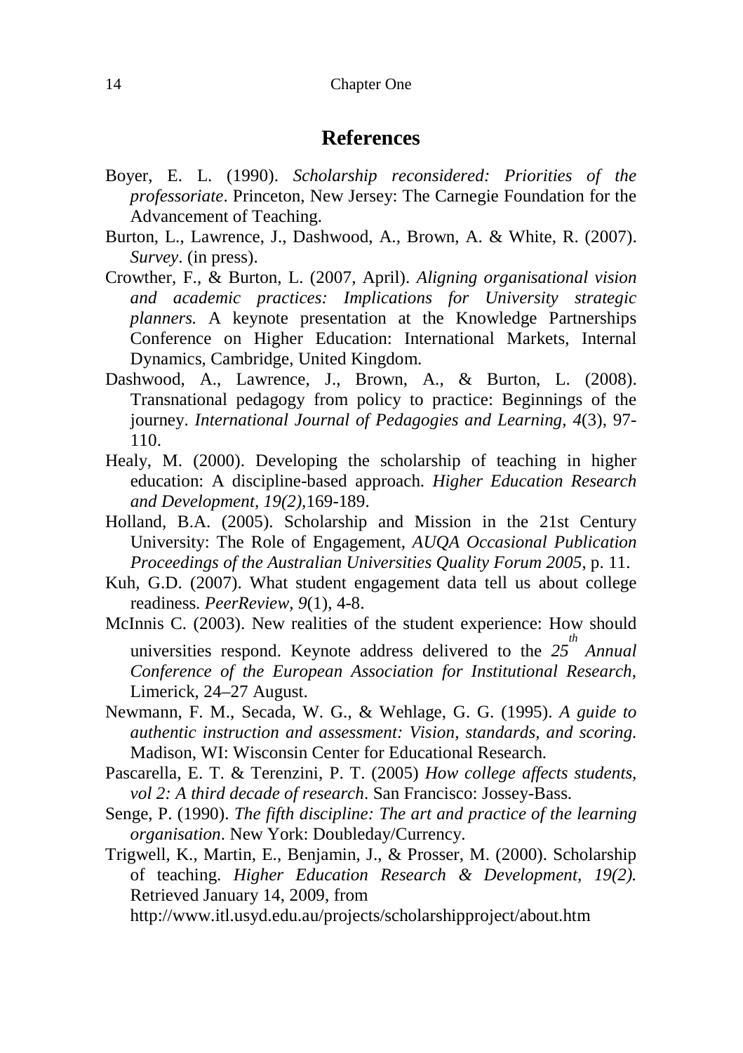## References

Boyer, E. L. (1990). *Scholarship reconsidered: Priorities of the professoriate*. Princeton, New Jersey: The Carnegie Foundation for the Advancement of Teaching.

Burton, L., Lawrence, J., Dashwood, A., Brown, A. & White, R. (2007). *Survey*. (in press).

Crowther, F., & Burton, L. (2007, April). *Aligning organisational vision and academic practices: Implications for University strategic planners.* A keynote presentation at the Knowledge Partnerships Conference on Higher Education: International Markets, Internal Dynamics, Cambridge, United Kingdom.

Dashwood, A., Lawrence, J., Brown, A., & Burton, L. (2008). Transnational pedagogy from policy to practice: Beginnings of the journey. *International Journal of Pedagogies and Learning, 4*(3), 97-110.

Healy, M. (2000). Developing the scholarship of teaching in higher education: A discipline-based approach. *Higher Education Research and Development, 19(2),*169-189.

Holland, B.A. (2005). Scholarship and Mission in the 21st Century University: The Role of Engagement, *AUQA Occasional Publication Proceedings of the Australian Universities Quality Forum 2005*, p. 11.

Kuh, G.D. (2007). What student engagement data tell us about college readiness. *PeerReview, 9*(1), 4-8.

McInnis C. (2003). New realities of the student experience: How should universities respond. Keynote address delivered to the *25th Annual Conference of the European Association for Institutional Research*, Limerick, 24–27 August.

Newmann, F. M., Secada, W. G., & Wehlage, G. G. (1995). *A guide to authentic instruction and assessment: Vision, standards, and scoring.* Madison, WI: Wisconsin Center for Educational Research.

Pascarella, E. T. & Terenzini, P. T. (2005) *How college affects students, vol 2: A third decade of research*. San Francisco: Jossey-Bass.

Senge, P. (1990). *The fifth discipline: The art and practice of the learning organisation*. New York: Doubleday/Currency.

Trigwell, K., Martin, E., Benjamin, J., & Prosser, M. (2000). Scholarship of teaching. *Higher Education Research & Development, 19(2).* Retrieved January 14, 2009, from http://www.itl.usyd.edu.au/projects/scholarshipproject/about.htm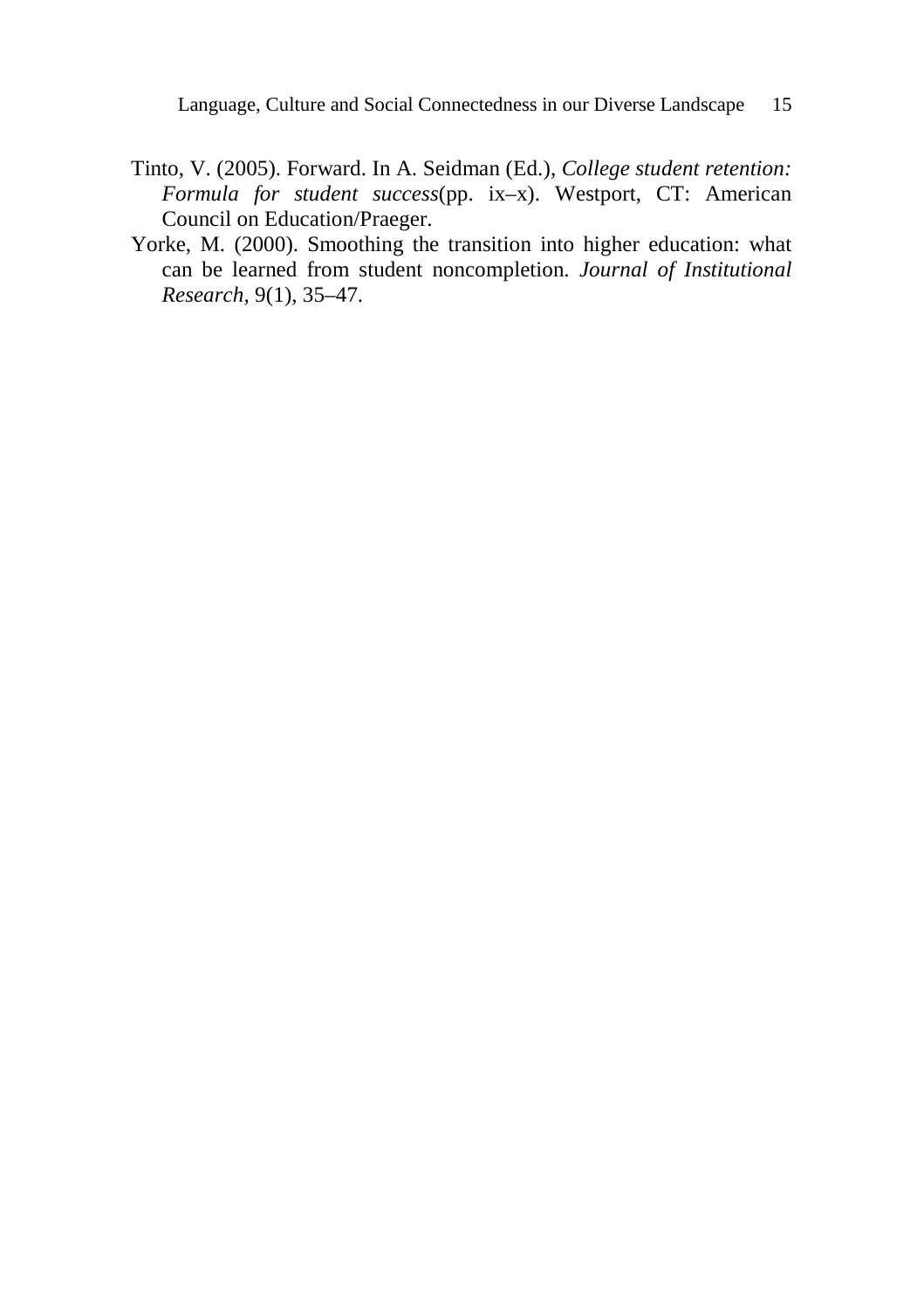Tinto, V. (2005). Forward. In A. Seidman (Ed.), *College student retention: Formula for student success*(pp. ix–x). Westport, CT: American Council on Education/Praeger.

Yorke, M. (2000). Smoothing the transition into higher education: what can be learned from student noncompletion. *Journal of Institutional Research*, 9(1), 35–47.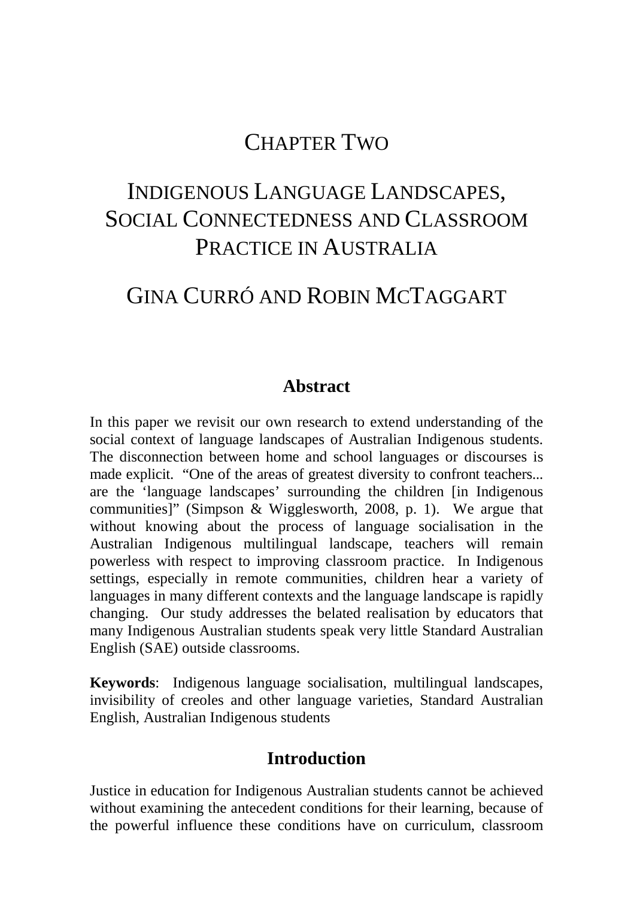# Chapter Two

# Indigenous Language Landscapes, Social Connectedness and Classroom Practice in Australia

## Gina Curró and Robin McTaggart

### Abstract

In this paper we revisit our own research to extend understanding of the social context of language landscapes of Australian Indigenous students. The disconnection between home and school languages or discourses is made explicit. "One of the areas of greatest diversity to confront teachers... are the 'language landscapes' surrounding the children [in Indigenous communities]" (Simpson & Wigglesworth, 2008, p. 1). We argue that without knowing about the process of language socialisation in the Australian Indigenous multilingual landscape, teachers will remain powerless with respect to improving classroom practice. In Indigenous settings, especially in remote communities, children hear a variety of languages in many different contexts and the language landscape is rapidly changing. Our study addresses the belated realisation by educators that many Indigenous Australian students speak very little Standard Australian English (SAE) outside classrooms.

**Keywords**: Indigenous language socialisation, multilingual landscapes, invisibility of creoles and other language varieties, Standard Australian English, Australian Indigenous students

### Introduction

Justice in education for Indigenous Australian students cannot be achieved without examining the antecedent conditions for their learning, because of the powerful influence these conditions have on curriculum, classroom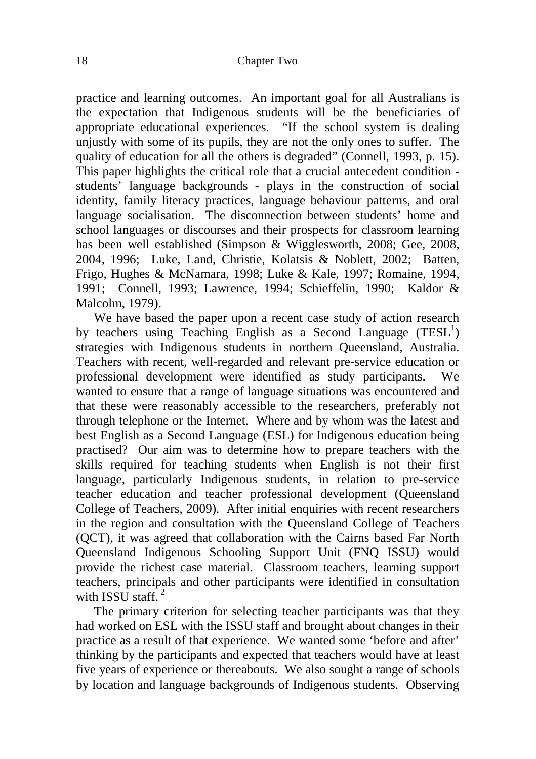practice and learning outcomes. An important goal for all Australians is the expectation that Indigenous students will be the beneficiaries of appropriate educational experiences. "If the school system is dealing unjustly with some of its pupils, they are not the only ones to suffer. The quality of education for all the others is degraded" (Connell, 1993, p. 15). This paper highlights the critical role that a crucial antecedent condition - students' language backgrounds - plays in the construction of social identity, family literacy practices, language behaviour patterns, and oral language socialisation. The disconnection between students' home and school languages or discourses and their prospects for classroom learning has been well established (Simpson & Wigglesworth, 2008; Gee, 2008, 2004, 1996; Luke, Land, Christie, Kolatsis & Noblett, 2002; Batten, Frigo, Hughes & McNamara, 1998; Luke & Kale, 1997; Romaine, 1994, 1991; Connell, 1993; Lawrence, 1994; Schieffelin, 1990; Kaldor & Malcolm, 1979).

We have based the paper upon a recent case study of action research by teachers using Teaching English as a Second Language (TESL[1]) strategies with Indigenous students in northern Queensland, Australia. Teachers with recent, well-regarded and relevant pre-service education or professional development were identified as study participants. We wanted to ensure that a range of language situations was encountered and that these were reasonably accessible to the researchers, preferably not through telephone or the Internet. Where and by whom was the latest and best English as a Second Language (ESL) for Indigenous education being practised? Our aim was to determine how to prepare teachers with the skills required for teaching students when English is not their first language, particularly Indigenous students, in relation to pre-service teacher education and teacher professional development (Queensland College of Teachers, 2009). After initial enquiries with recent researchers in the region and consultation with the Queensland College of Teachers (QCT), it was agreed that collaboration with the Cairns based Far North Queensland Indigenous Schooling Support Unit (FNQ ISSU) would provide the richest case material. Classroom teachers, learning support teachers, principals and other participants were identified in consultation with ISSU staff.[2]

The primary criterion for selecting teacher participants was that they had worked on ESL with the ISSU staff and brought about changes in their practice as a result of that experience. We wanted some 'before and after' thinking by the participants and expected that teachers would have at least five years of experience or thereabouts. We also sought a range of schools by location and language backgrounds of Indigenous students. Observing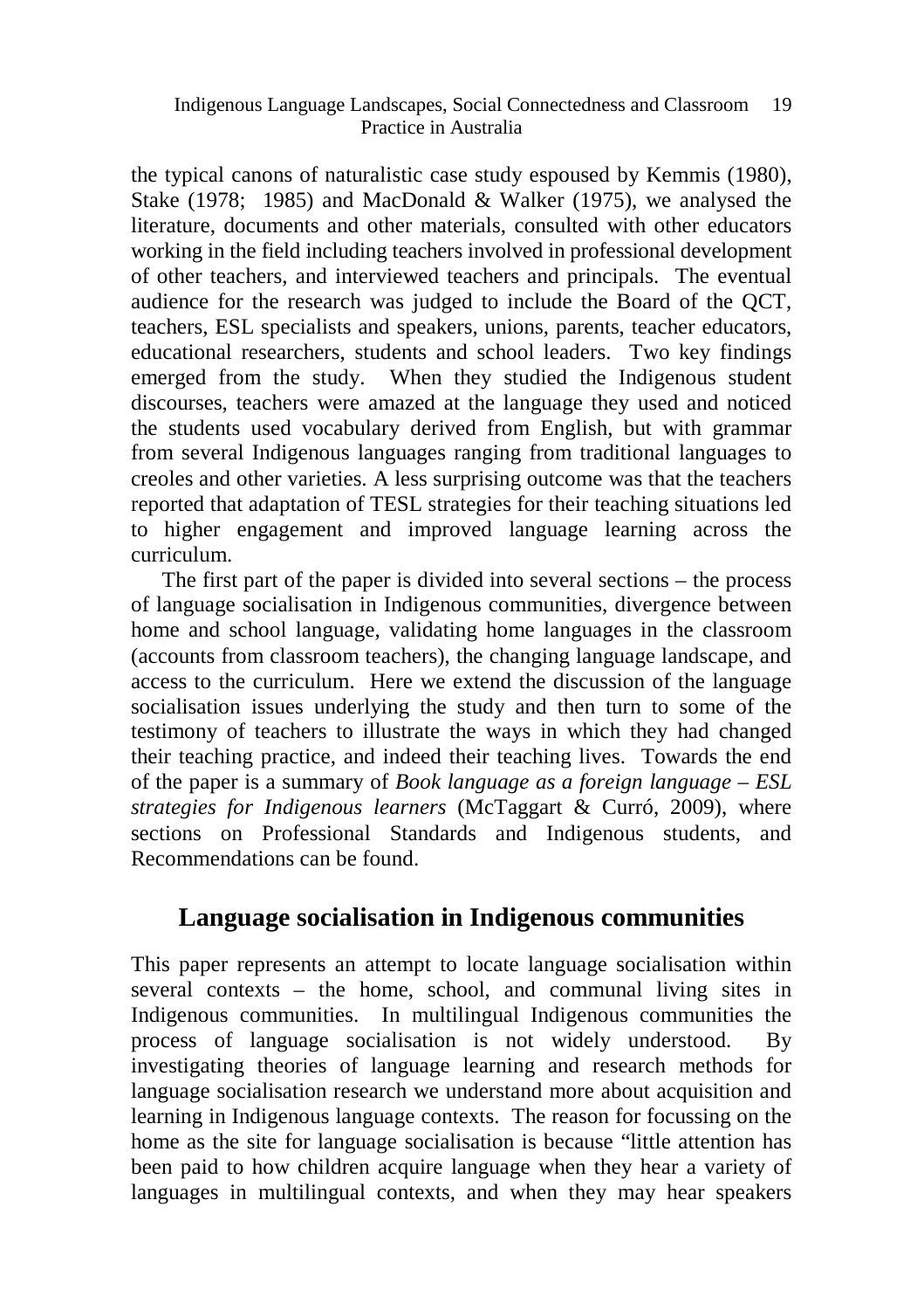the typical canons of naturalistic case study espoused by Kemmis (1980), Stake (1978; 1985) and MacDonald & Walker (1975), we analysed the literature, documents and other materials, consulted with other educators working in the field including teachers involved in professional development of other teachers, and interviewed teachers and principals. The eventual audience for the research was judged to include the Board of the QCT, teachers, ESL specialists and speakers, unions, parents, teacher educators, educational researchers, students and school leaders. Two key findings emerged from the study. When they studied the Indigenous student discourses, teachers were amazed at the language they used and noticed the students used vocabulary derived from English, but with grammar from several Indigenous languages ranging from traditional languages to creoles and other varieties. A less surprising outcome was that the teachers reported that adaptation of TESL strategies for their teaching situations led to higher engagement and improved language learning across the curriculum.

The first part of the paper is divided into several sections – the process of language socialisation in Indigenous communities, divergence between home and school language, validating home languages in the classroom (accounts from classroom teachers), the changing language landscape, and access to the curriculum. Here we extend the discussion of the language socialisation issues underlying the study and then turn to some of the testimony of teachers to illustrate the ways in which they had changed their teaching practice, and indeed their teaching lives. Towards the end of the paper is a summary of *Book language as a foreign language – ESL strategies for Indigenous learners* (McTaggart & Curró, 2009), where sections on Professional Standards and Indigenous students, and Recommendations can be found.

## Language socialisation in Indigenous communities

This paper represents an attempt to locate language socialisation within several contexts – the home, school, and communal living sites in Indigenous communities. In multilingual Indigenous communities the process of language socialisation is not widely understood. By investigating theories of language learning and research methods for language socialisation research we understand more about acquisition and learning in Indigenous language contexts. The reason for focussing on the home as the site for language socialisation is because "little attention has been paid to how children acquire language when they hear a variety of languages in multilingual contexts, and when they may hear speakers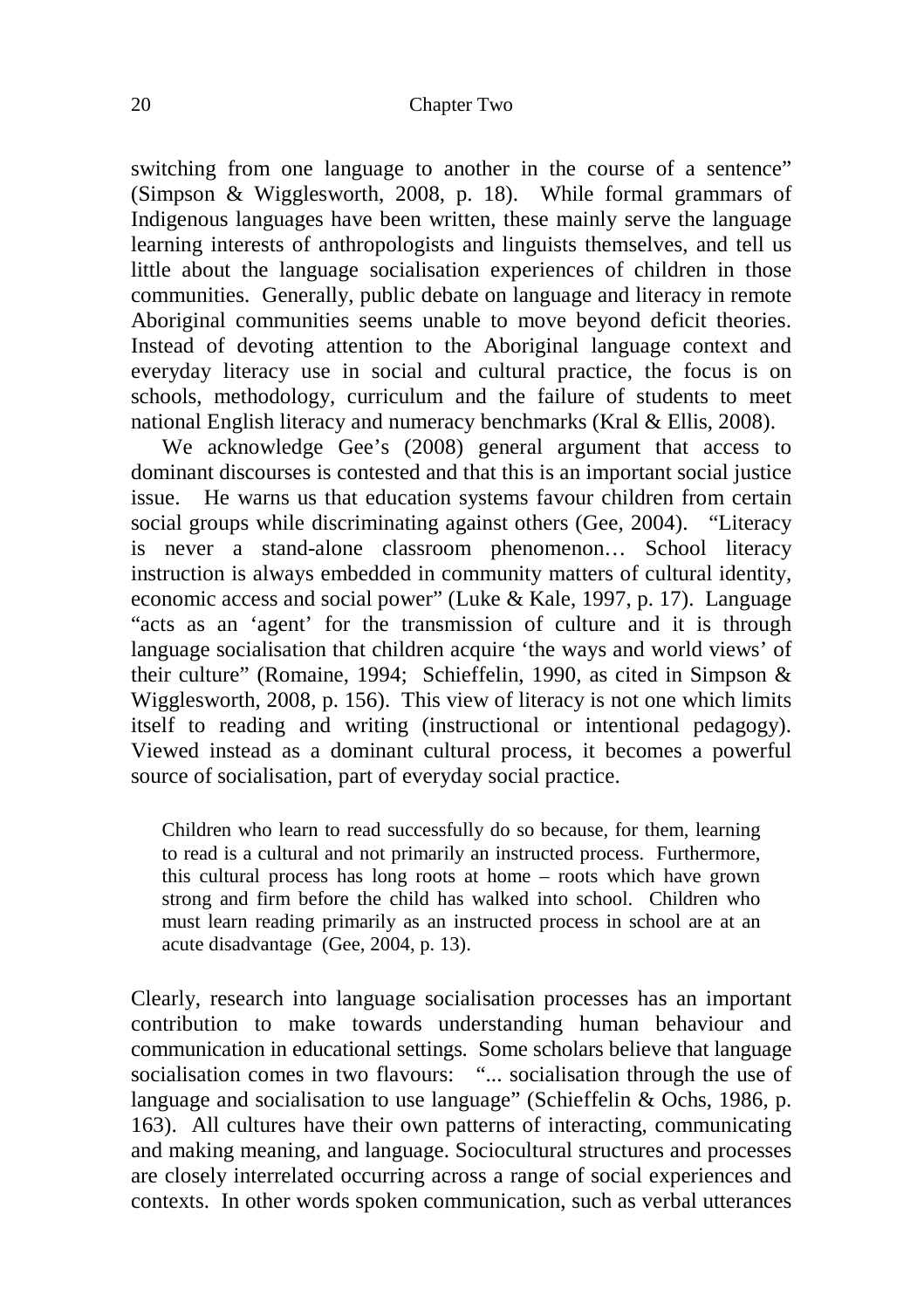switching from one language to another in the course of a sentence" (Simpson & Wigglesworth, 2008, p. 18). While formal grammars of Indigenous languages have been written, these mainly serve the language learning interests of anthropologists and linguists themselves, and tell us little about the language socialisation experiences of children in those communities. Generally, public debate on language and literacy in remote Aboriginal communities seems unable to move beyond deficit theories. Instead of devoting attention to the Aboriginal language context and everyday literacy use in social and cultural practice, the focus is on schools, methodology, curriculum and the failure of students to meet national English literacy and numeracy benchmarks (Kral & Ellis, 2008).

We acknowledge Gee's (2008) general argument that access to dominant discourses is contested and that this is an important social justice issue. He warns us that education systems favour children from certain social groups while discriminating against others (Gee, 2004). "Literacy is never a stand-alone classroom phenomenon… School literacy instruction is always embedded in community matters of cultural identity, economic access and social power" (Luke & Kale, 1997, p. 17). Language "acts as an 'agent' for the transmission of culture and it is through language socialisation that children acquire 'the ways and world views' of their culture" (Romaine, 1994; Schieffelin, 1990, as cited in Simpson & Wigglesworth, 2008, p. 156). This view of literacy is not one which limits itself to reading and writing (instructional or intentional pedagogy). Viewed instead as a dominant cultural process, it becomes a powerful source of socialisation, part of everyday social practice.

> Children who learn to read successfully do so because, for them, learning to read is a cultural and not primarily an instructed process. Furthermore, this cultural process has long roots at home – roots which have grown strong and firm before the child has walked into school. Children who must learn reading primarily as an instructed process in school are at an acute disadvantage (Gee, 2004, p. 13).

Clearly, research into language socialisation processes has an important contribution to make towards understanding human behaviour and communication in educational settings. Some scholars believe that language socialisation comes in two flavours: "... socialisation through the use of language and socialisation to use language" (Schieffelin & Ochs, 1986, p. 163). All cultures have their own patterns of interacting, communicating and making meaning, and language. Sociocultural structures and processes are closely interrelated occurring across a range of social experiences and contexts. In other words spoken communication, such as verbal utterances